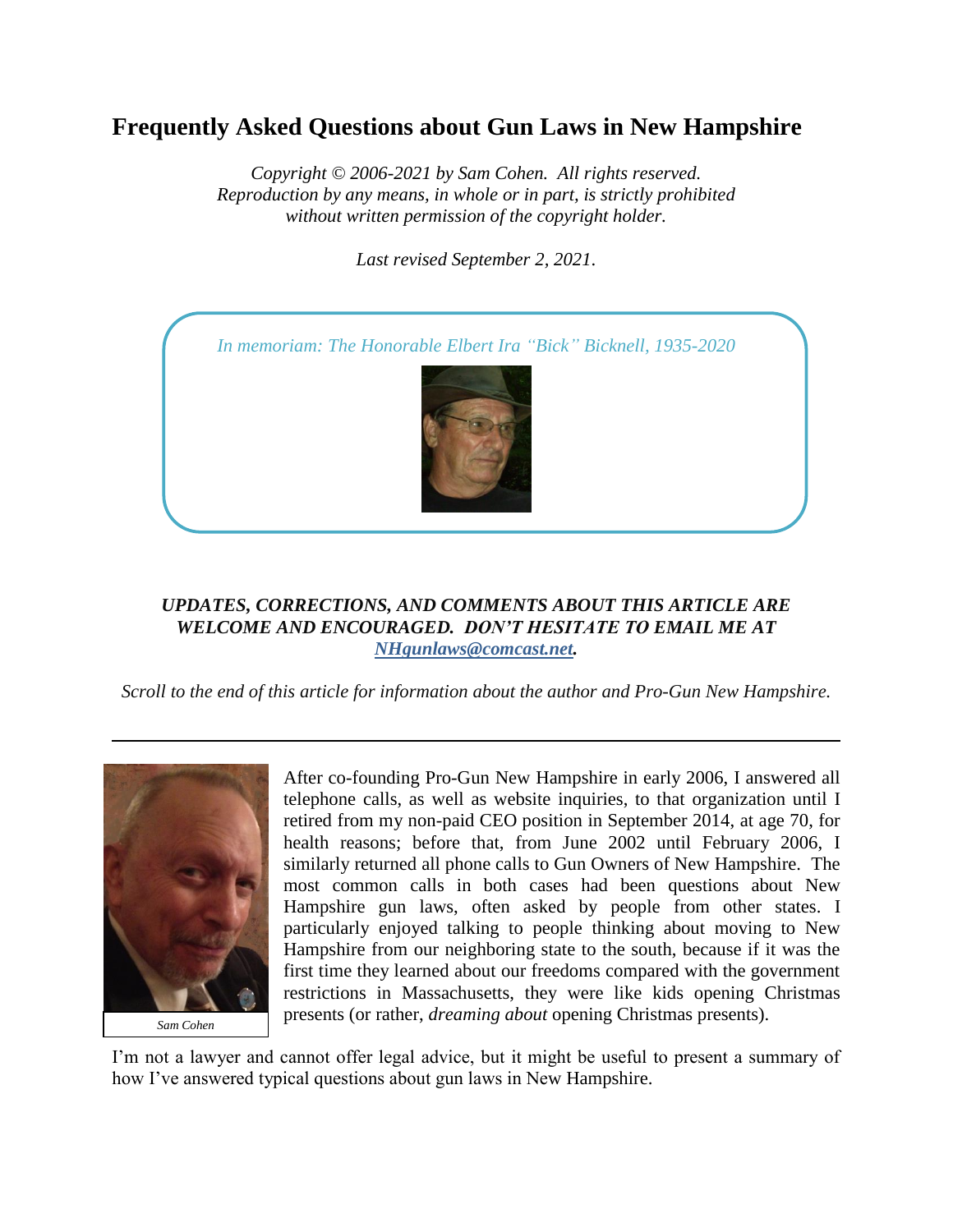# Frequently Asked Questions about Gun Laws in New Hampshire

*Copyright © 2006-2021 by Sam Cohen. All rights reserved.*
*Reproduction by any means, in whole or in part, is strictly prohibited without written permission of the copyright holder.*

*Last revised September 2, 2021.*

*In memoriam: The Honorable Elbert Ira "Bick" Bicknell, 1935-2020*

***UPDATES, CORRECTIONS, AND COMMENTS ABOUT THIS ARTICLE ARE WELCOME AND ENCOURAGED. DON'T HESITATE TO EMAIL ME AT [NHgunlaws@comcast.net](mailto:NHgunlaws@comcast.net).***

*Scroll to the end of this article for information about the author and Pro-Gun New Hampshire.*

---

*Sam Cohen*

After co-founding Pro-Gun New Hampshire in early 2006, I answered all telephone calls, as well as website inquiries, to that organization until I retired from my non-paid CEO position in September 2014, at age 70, for health reasons; before that, from June 2002 until February 2006, I similarly returned all phone calls to Gun Owners of New Hampshire. The most common calls in both cases had been questions about New Hampshire gun laws, often asked by people from other states. I particularly enjoyed talking to people thinking about moving to New Hampshire from our neighboring state to the south, because if it was the first time they learned about our freedoms compared with the government restrictions in Massachusetts, they were like kids opening Christmas presents (or rather, *dreaming about* opening Christmas presents).

I'm not a lawyer and cannot offer legal advice, but it might be useful to present a summary of how I've answered typical questions about gun laws in New Hampshire.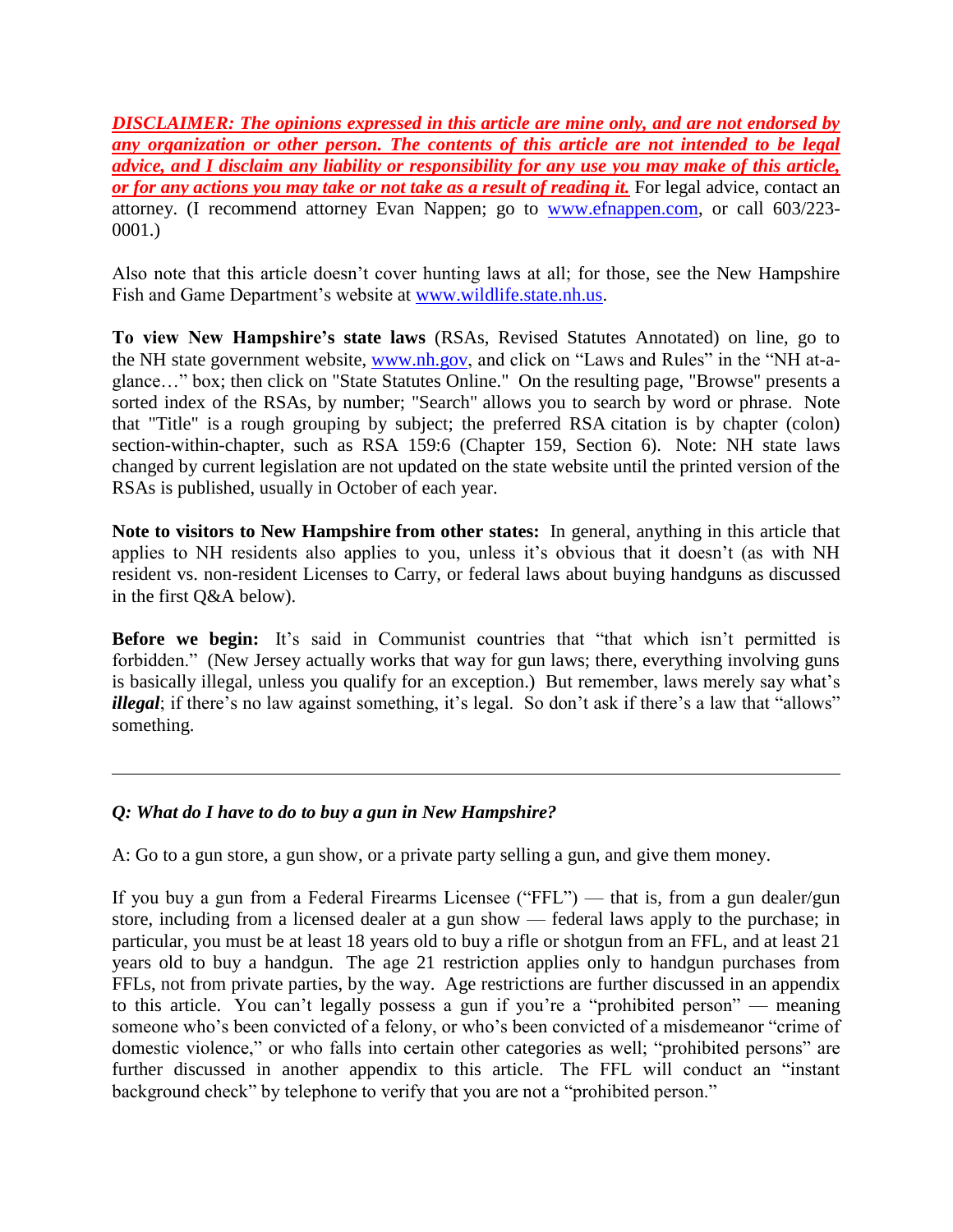***DISCLAIMER: The opinions expressed in this article are mine only, and are not endorsed by any organization or other person. The contents of this article are not intended to be legal advice, and I disclaim any liability or responsibility for any use you may make of this article, or for any actions you may take or not take as a result of reading it.*** For legal advice, contact an attorney. (I recommend attorney Evan Nappen; go to [www.efnappen.com](http://www.efnappen.com), or call 603/223-0001.)

Also note that this article doesn't cover hunting laws at all; for those, see the New Hampshire Fish and Game Department's website at [www.wildlife.state.nh.us](http://www.wildlife.state.nh.us).

**To view New Hampshire's state laws** (RSAs, Revised Statutes Annotated) on line, go to the NH state government website, [www.nh.gov](http://www.nh.gov), and click on "Laws and Rules" in the "NH at-a-glance…" box; then click on "State Statutes Online." On the resulting page, "Browse" presents a sorted index of the RSAs, by number; "Search" allows you to search by word or phrase. Note that "Title" is a rough grouping by subject; the preferred RSA citation is by chapter (colon) section-within-chapter, such as RSA 159:6 (Chapter 159, Section 6). Note: NH state laws changed by current legislation are not updated on the state website until the printed version of the RSAs is published, usually in October of each year.

**Note to visitors to New Hampshire from other states:** In general, anything in this article that applies to NH residents also applies to you, unless it's obvious that it doesn't (as with NH resident vs. non-resident Licenses to Carry, or federal laws about buying handguns as discussed in the first Q&A below).

**Before we begin:** It's said in Communist countries that "that which isn't permitted is forbidden." (New Jersey actually works that way for gun laws; there, everything involving guns is basically illegal, unless you qualify for an exception.) But remember, laws merely say what's ***illegal***; if there's no law against something, it's legal. So don't ask if there's a law that "allows" something.

---

***Q: What do I have to do to buy a gun in New Hampshire?***

A: Go to a gun store, a gun show, or a private party selling a gun, and give them money.

If you buy a gun from a Federal Firearms Licensee ("FFL") — that is, from a gun dealer/gun store, including from a licensed dealer at a gun show — federal laws apply to the purchase; in particular, you must be at least 18 years old to buy a rifle or shotgun from an FFL, and at least 21 years old to buy a handgun. The age 21 restriction applies only to handgun purchases from FFLs, not from private parties, by the way. Age restrictions are further discussed in an appendix to this article. You can't legally possess a gun if you're a "prohibited person" — meaning someone who's been convicted of a felony, or who's been convicted of a misdemeanor "crime of domestic violence," or who falls into certain other categories as well; "prohibited persons" are further discussed in another appendix to this article. The FFL will conduct an "instant background check" by telephone to verify that you are not a "prohibited person."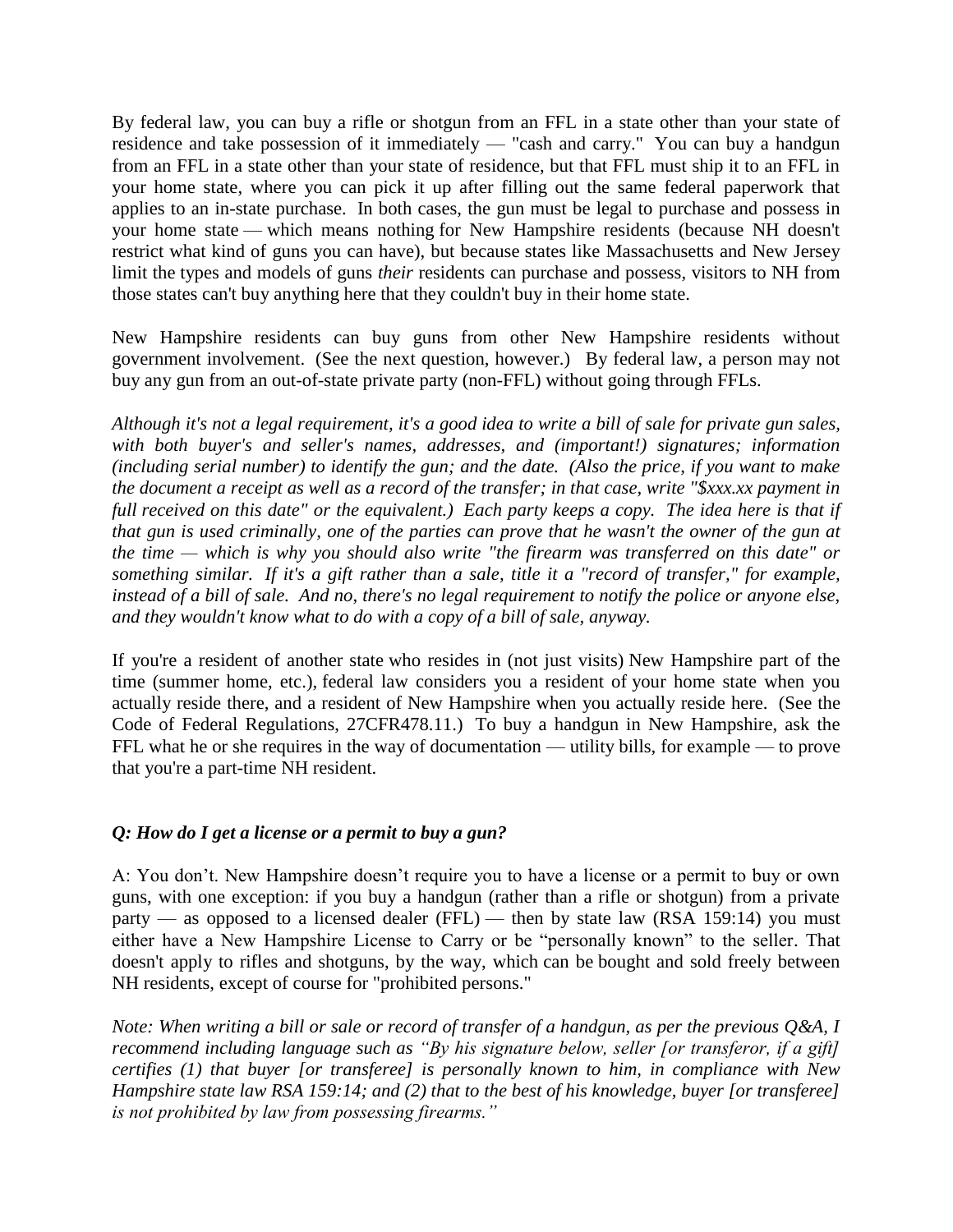By federal law, you can buy a rifle or shotgun from an FFL in a state other than your state of residence and take possession of it immediately — "cash and carry." You can buy a handgun from an FFL in a state other than your state of residence, but that FFL must ship it to an FFL in your home state, where you can pick it up after filling out the same federal paperwork that applies to an in-state purchase. In both cases, the gun must be legal to purchase and possess in your home state — which means nothing for New Hampshire residents (because NH doesn't restrict what kind of guns you can have), but because states like Massachusetts and New Jersey limit the types and models of guns *their* residents can purchase and possess, visitors to NH from those states can't buy anything here that they couldn't buy in their home state.

New Hampshire residents can buy guns from other New Hampshire residents without government involvement. (See the next question, however.) By federal law, a person may not buy any gun from an out-of-state private party (non-FFL) without going through FFLs.

*Although it's not a legal requirement, it's a good idea to write a bill of sale for private gun sales, with both buyer's and seller's names, addresses, and (important!) signatures; information (including serial number) to identify the gun; and the date. (Also the price, if you want to make the document a receipt as well as a record of the transfer; in that case, write "$xxx.xx payment in full received on this date" or the equivalent.) Each party keeps a copy. The idea here is that if that gun is used criminally, one of the parties can prove that he wasn't the owner of the gun at the time — which is why you should also write "the firearm was transferred on this date" or something similar. If it's a gift rather than a sale, title it a "record of transfer," for example, instead of a bill of sale. And no, there's no legal requirement to notify the police or anyone else, and they wouldn't know what to do with a copy of a bill of sale, anyway.*

If you're a resident of another state who resides in (not just visits) New Hampshire part of the time (summer home, etc.), federal law considers you a resident of your home state when you actually reside there, and a resident of New Hampshire when you actually reside here. (See the Code of Federal Regulations, 27CFR478.11.) To buy a handgun in New Hampshire, ask the FFL what he or she requires in the way of documentation — utility bills, for example — to prove that you're a part-time NH resident.

### *Q: How do I get a license or a permit to buy a gun?*

A: You don't. New Hampshire doesn't require you to have a license or a permit to buy or own guns, with one exception: if you buy a handgun (rather than a rifle or shotgun) from a private party — as opposed to a licensed dealer (FFL) — then by state law (RSA 159:14) you must either have a New Hampshire License to Carry or be "personally known" to the seller. That doesn't apply to rifles and shotguns, by the way, which can be bought and sold freely between NH residents, except of course for "prohibited persons."

*Note: When writing a bill or sale or record of transfer of a handgun, as per the previous Q&A, I recommend including language such as "By his signature below, seller [or transferor, if a gift] certifies (1) that buyer [or transferee] is personally known to him, in compliance with New Hampshire state law RSA 159:14; and (2) that to the best of his knowledge, buyer [or transferee] is not prohibited by law from possessing firearms."*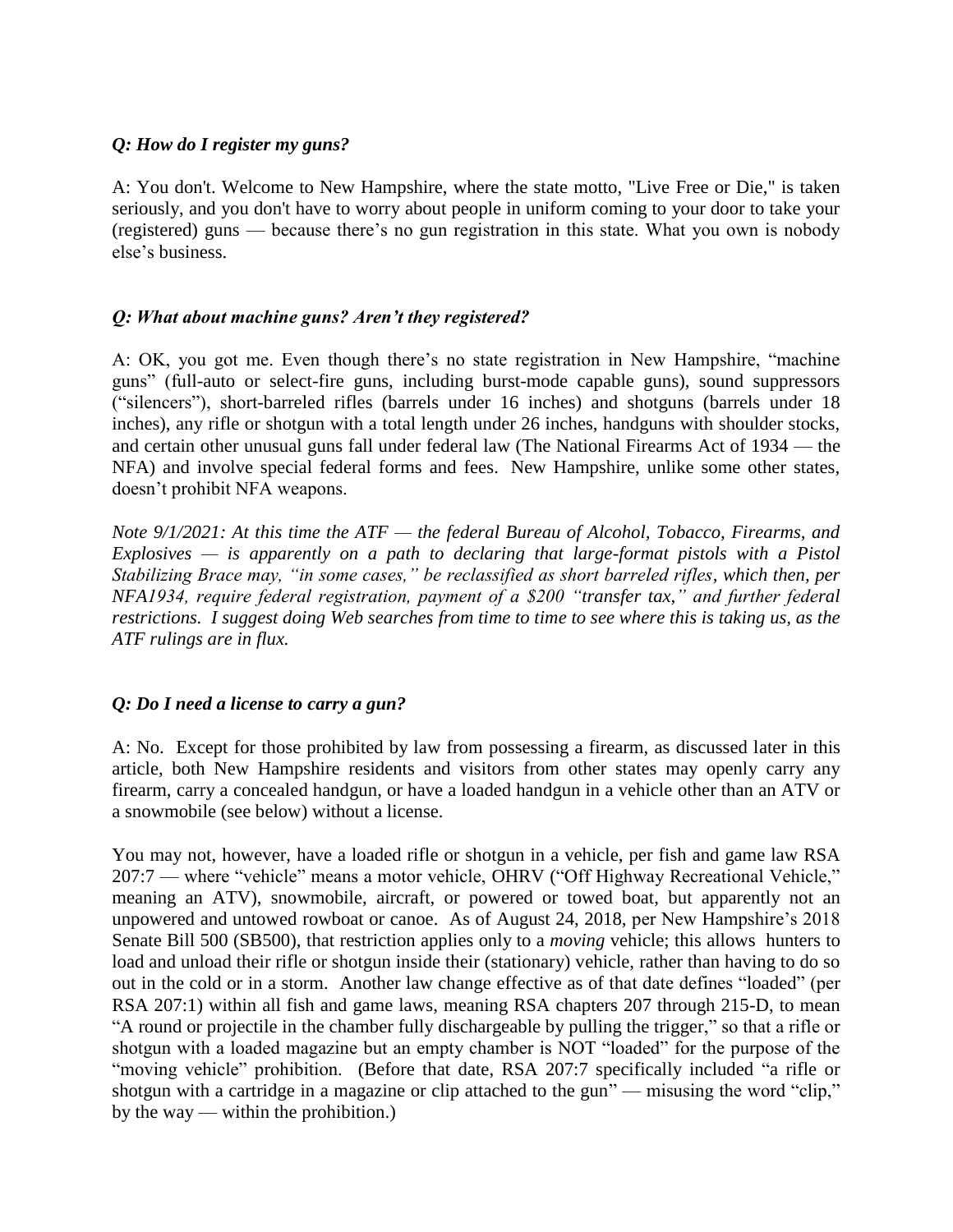***Q: How do I register my guns?***

A: You don't. Welcome to New Hampshire, where the state motto, "Live Free or Die," is taken seriously, and you don't have to worry about people in uniform coming to your door to take your (registered) guns — because there's no gun registration in this state. What you own is nobody else's business.

***Q: What about machine guns? Aren't they registered?***

A: OK, you got me. Even though there's no state registration in New Hampshire, "machine guns" (full-auto or select-fire guns, including burst-mode capable guns), sound suppressors ("silencers"), short-barreled rifles (barrels under 16 inches) and shotguns (barrels under 18 inches), any rifle or shotgun with a total length under 26 inches, handguns with shoulder stocks, and certain other unusual guns fall under federal law (The National Firearms Act of 1934 — the NFA) and involve special federal forms and fees. New Hampshire, unlike some other states, doesn't prohibit NFA weapons.

*Note 9/1/2021: At this time the ATF — the federal Bureau of Alcohol, Tobacco, Firearms, and Explosives — is apparently on a path to declaring that large-format pistols with a Pistol Stabilizing Brace may, "in some cases," be reclassified as short barreled rifles, which then, per NFA1934, require federal registration, payment of a $200 "transfer tax," and further federal restrictions. I suggest doing Web searches from time to time to see where this is taking us, as the ATF rulings are in flux.*

***Q: Do I need a license to carry a gun?***

A: No. Except for those prohibited by law from possessing a firearm, as discussed later in this article, both New Hampshire residents and visitors from other states may openly carry any firearm, carry a concealed handgun, or have a loaded handgun in a vehicle other than an ATV or a snowmobile (see below) without a license.

You may not, however, have a loaded rifle or shotgun in a vehicle, per fish and game law RSA 207:7 — where "vehicle" means a motor vehicle, OHRV ("Off Highway Recreational Vehicle," meaning an ATV), snowmobile, aircraft, or powered or towed boat, but apparently not an unpowered and untowed rowboat or canoe. As of August 24, 2018, per New Hampshire's 2018 Senate Bill 500 (SB500), that restriction applies only to a *moving* vehicle; this allows hunters to load and unload their rifle or shotgun inside their (stationary) vehicle, rather than having to do so out in the cold or in a storm. Another law change effective as of that date defines "loaded" (per RSA 207:1) within all fish and game laws, meaning RSA chapters 207 through 215-D, to mean "A round or projectile in the chamber fully dischargeable by pulling the trigger," so that a rifle or shotgun with a loaded magazine but an empty chamber is NOT "loaded" for the purpose of the "moving vehicle" prohibition. (Before that date, RSA 207:7 specifically included "a rifle or shotgun with a cartridge in a magazine or clip attached to the gun" — misusing the word "clip," by the way — within the prohibition.)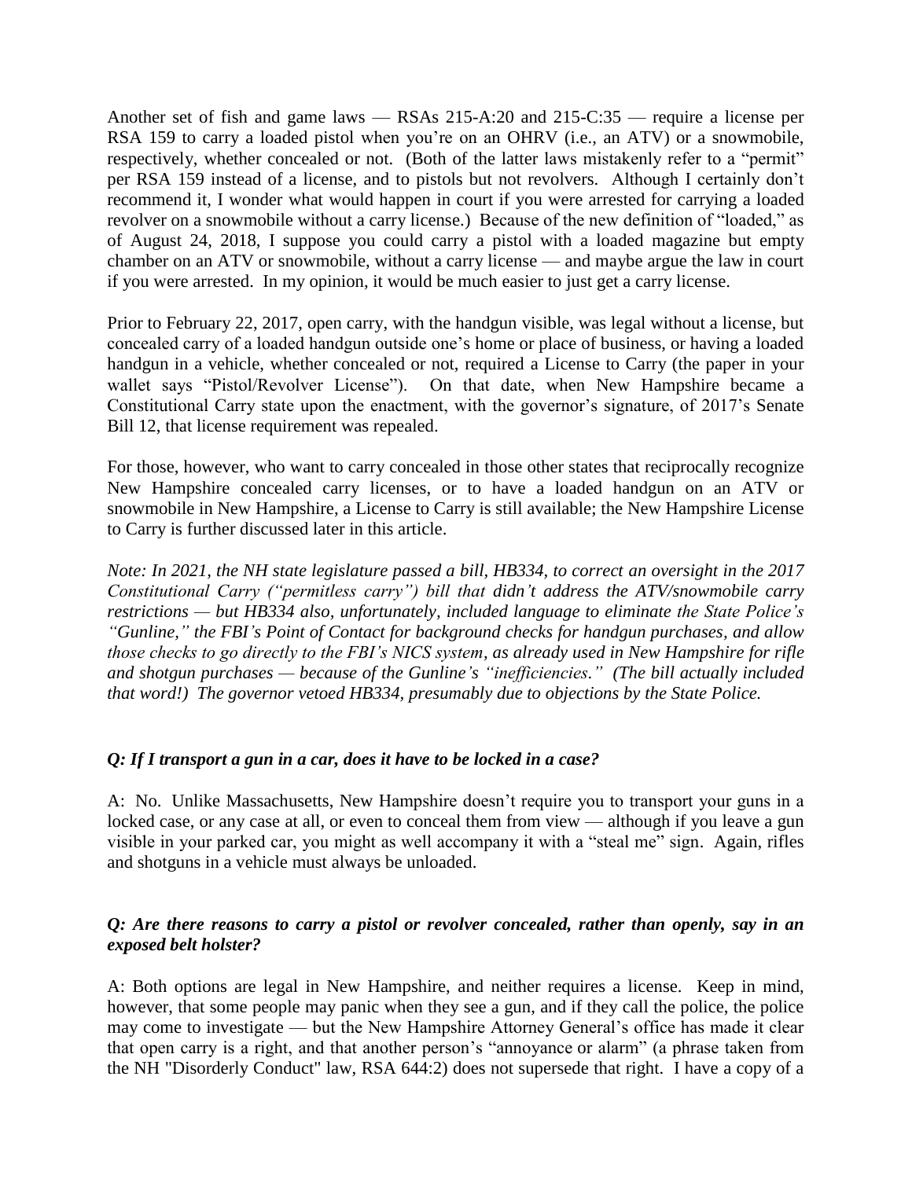Another set of fish and game laws — RSAs 215-A:20 and 215-C:35 — require a license per RSA 159 to carry a loaded pistol when you're on an OHRV (i.e., an ATV) or a snowmobile, respectively, whether concealed or not. (Both of the latter laws mistakenly refer to a "permit" per RSA 159 instead of a license, and to pistols but not revolvers. Although I certainly don't recommend it, I wonder what would happen in court if you were arrested for carrying a loaded revolver on a snowmobile without a carry license.) Because of the new definition of "loaded," as of August 24, 2018, I suppose you could carry a pistol with a loaded magazine but empty chamber on an ATV or snowmobile, without a carry license — and maybe argue the law in court if you were arrested. In my opinion, it would be much easier to just get a carry license.

Prior to February 22, 2017, open carry, with the handgun visible, was legal without a license, but concealed carry of a loaded handgun outside one's home or place of business, or having a loaded handgun in a vehicle, whether concealed or not, required a License to Carry (the paper in your wallet says "Pistol/Revolver License"). On that date, when New Hampshire became a Constitutional Carry state upon the enactment, with the governor's signature, of 2017's Senate Bill 12, that license requirement was repealed.

For those, however, who want to carry concealed in those other states that reciprocally recognize New Hampshire concealed carry licenses, or to have a loaded handgun on an ATV or snowmobile in New Hampshire, a License to Carry is still available; the New Hampshire License to Carry is further discussed later in this article.

*Note: In 2021, the NH state legislature passed a bill, HB334, to correct an oversight in the 2017 Constitutional Carry ("permitless carry") bill that didn't address the ATV/snowmobile carry restrictions — but HB334 also, unfortunately, included language to eliminate the State Police's "Gunline," the FBI's Point of Contact for background checks for handgun purchases, and allow those checks to go directly to the FBI's NICS system, as already used in New Hampshire for rifle and shotgun purchases — because of the Gunline's "inefficiencies." (The bill actually included that word!) The governor vetoed HB334, presumably due to objections by the State Police.*

***Q: If I transport a gun in a car, does it have to be locked in a case?***

A: No. Unlike Massachusetts, New Hampshire doesn't require you to transport your guns in a locked case, or any case at all, or even to conceal them from view — although if you leave a gun visible in your parked car, you might as well accompany it with a "steal me" sign. Again, rifles and shotguns in a vehicle must always be unloaded.

***Q: Are there reasons to carry a pistol or revolver concealed, rather than openly, say in an exposed belt holster?***

A: Both options are legal in New Hampshire, and neither requires a license. Keep in mind, however, that some people may panic when they see a gun, and if they call the police, the police may come to investigate — but the New Hampshire Attorney General's office has made it clear that open carry is a right, and that another person's "annoyance or alarm" (a phrase taken from the NH "Disorderly Conduct" law, RSA 644:2) does not supersede that right. I have a copy of a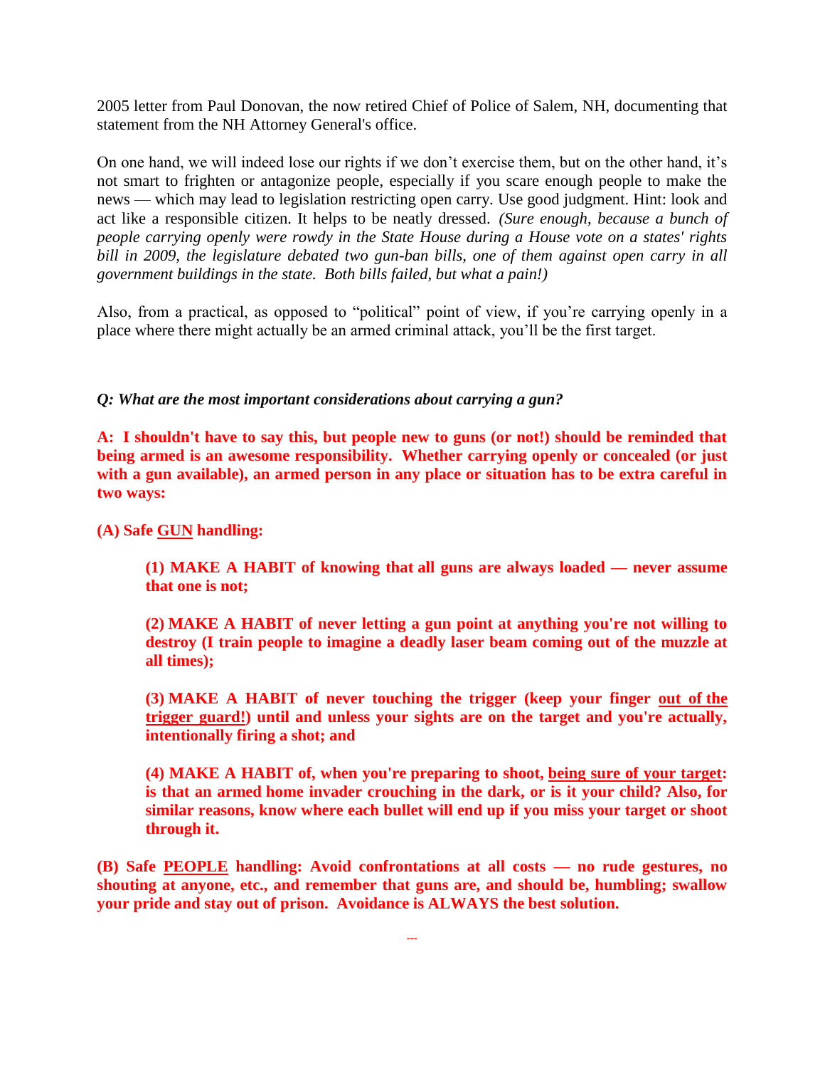2005 letter from Paul Donovan, the now retired Chief of Police of Salem, NH, documenting that statement from the NH Attorney General's office.

On one hand, we will indeed lose our rights if we don't exercise them, but on the other hand, it's not smart to frighten or antagonize people, especially if you scare enough people to make the news — which may lead to legislation restricting open carry. Use good judgment. Hint: look and act like a responsible citizen. It helps to be neatly dressed. *(Sure enough, because a bunch of people carrying openly were rowdy in the State House during a House vote on a states' rights bill in 2009, the legislature debated two gun-ban bills, one of them against open carry in all government buildings in the state. Both bills failed, but what a pain!)*

Also, from a practical, as opposed to "political" point of view, if you're carrying openly in a place where there might actually be an armed criminal attack, you'll be the first target.

***Q: What are the most important considerations about carrying a gun?***

**A: I shouldn't have to say this, but people new to guns (or not!) should be reminded that being armed is an awesome responsibility. Whether carrying openly or concealed (or just with a gun available), an armed person in any place or situation has to be extra careful in two ways:**

**(A) Safe GUN handling:**

> **(1) MAKE A HABIT of knowing that all guns are always loaded — never assume that one is not;**
>
> **(2) MAKE A HABIT of never letting a gun point at anything you're not willing to destroy (I train people to imagine a deadly laser beam coming out of the muzzle at all times);**
>
> **(3) MAKE A HABIT of never touching the trigger (keep your finger out of the trigger guard!) until and unless your sights are on the target and you're actually, intentionally firing a shot; and**
>
> **(4) MAKE A HABIT of, when you're preparing to shoot, being sure of your target: is that an armed home invader crouching in the dark, or is it your child? Also, for similar reasons, know where each bullet will end up if you miss your target or shoot through it.**

**(B) Safe PEOPLE handling: Avoid confrontations at all costs — no rude gestures, no shouting at anyone, etc., and remember that guns are, and should be, humbling; swallow your pride and stay out of prison. Avoidance is ALWAYS the best solution.**

---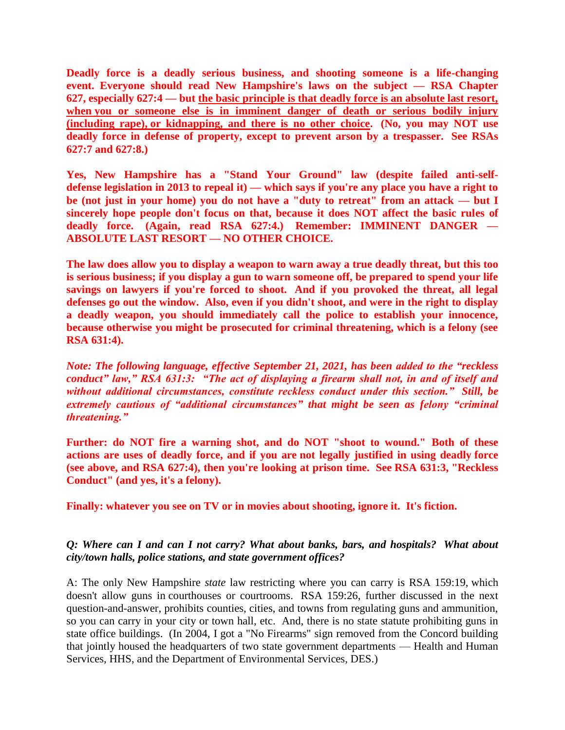**Deadly force is a deadly serious business, and shooting someone is a life-changing event. Everyone should read New Hampshire's laws on the subject — RSA Chapter 627, especially 627:4 — but <u>the basic principle is that deadly force is an absolute last resort, when you or someone else is in imminent danger of death or serious bodily injury (including rape), or kidnapping, and there is no other choice</u>. (No, you may NOT use deadly force in defense of property, except to prevent arson by a trespasser. See RSAs 627:7 and 627:8.)**

**Yes, New Hampshire has a "Stand Your Ground" law (despite failed anti-self-defense legislation in 2013 to repeal it) — which says if you're any place you have a right to be (not just in your home) you do not have a "duty to retreat" from an attack — but I sincerely hope people don't focus on that, because it does NOT affect the basic rules of deadly force. (Again, read RSA 627:4.) Remember: IMMINENT DANGER — ABSOLUTE LAST RESORT — NO OTHER CHOICE.**

**The law does allow you to display a weapon to warn away a true deadly threat, but this too is serious business; if you display a gun to warn someone off, be prepared to spend your life savings on lawyers if you're forced to shoot. And if you provoked the threat, all legal defenses go out the window. Also, even if you didn't shoot, and were in the right to display a deadly weapon, you should immediately call the police to establish your innocence, because otherwise you might be prosecuted for criminal threatening, which is a felony (see RSA 631:4).**

***Note: The following language, effective September 21, 2021, has been added to the "reckless conduct" law," RSA 631:3: "The act of displaying a firearm shall not, in and of itself and without additional circumstances, constitute reckless conduct under this section." Still, be extremely cautious of "additional circumstances" that might be seen as felony "criminal threatening."***

**Further: do NOT fire a warning shot, and do NOT "shoot to wound." Both of these actions are uses of deadly force, and if you are not legally justified in using deadly force (see above, and RSA 627:4), then you're looking at prison time. See RSA 631:3, "Reckless Conduct" (and yes, it's a felony).**

**Finally: whatever you see on TV or in movies about shooting, ignore it. It's fiction.**

***Q: Where can I and can I not carry? What about banks, bars, and hospitals? What about city/town halls, police stations, and state government offices?***

A: The only New Hampshire *state* law restricting where you can carry is RSA 159:19, which doesn't allow guns in courthouses or courtrooms. RSA 159:26, further discussed in the next question-and-answer, prohibits counties, cities, and towns from regulating guns and ammunition, so you can carry in your city or town hall, etc. And, there is no state statute prohibiting guns in state office buildings. (In 2004, I got a "No Firearms" sign removed from the Concord building that jointly housed the headquarters of two state government departments — Health and Human Services, HHS, and the Department of Environmental Services, DES.)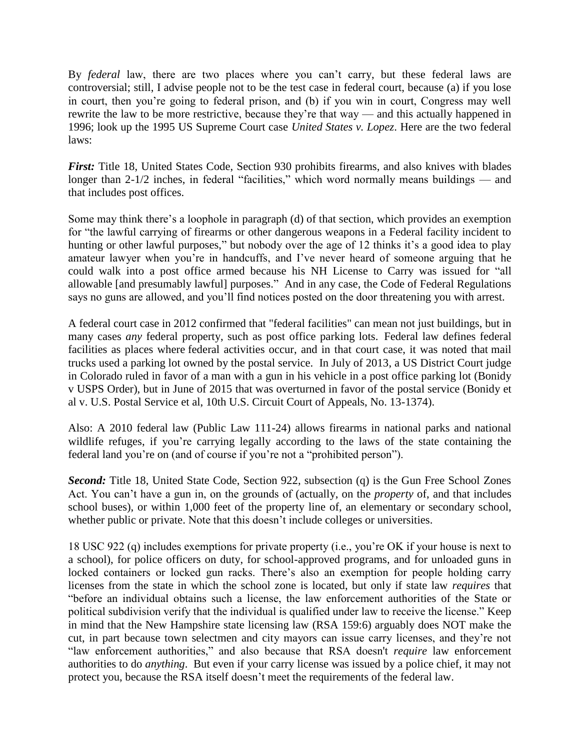By *federal* law, there are two places where you can't carry, but these federal laws are controversial; still, I advise people not to be the test case in federal court, because (a) if you lose in court, then you're going to federal prison, and (b) if you win in court, Congress may well rewrite the law to be more restrictive, because they're that way — and this actually happened in 1996; look up the 1995 US Supreme Court case *United States v. Lopez*. Here are the two federal laws:

***First:*** Title 18, United States Code, Section 930 prohibits firearms, and also knives with blades longer than 2-1/2 inches, in federal "facilities," which word normally means buildings — and that includes post offices.

Some may think there's a loophole in paragraph (d) of that section, which provides an exemption for "the lawful carrying of firearms or other dangerous weapons in a Federal facility incident to hunting or other lawful purposes," but nobody over the age of 12 thinks it's a good idea to play amateur lawyer when you're in handcuffs, and I've never heard of someone arguing that he could walk into a post office armed because his NH License to Carry was issued for "all allowable [and presumably lawful] purposes." And in any case, the Code of Federal Regulations says no guns are allowed, and you'll find notices posted on the door threatening you with arrest.

A federal court case in 2012 confirmed that "federal facilities" can mean not just buildings, but in many cases *any* federal property, such as post office parking lots. Federal law defines federal facilities as places where federal activities occur, and in that court case, it was noted that mail trucks used a parking lot owned by the postal service. In July of 2013, a US District Court judge in Colorado ruled in favor of a man with a gun in his vehicle in a post office parking lot (Bonidy v USPS Order), but in June of 2015 that was overturned in favor of the postal service (Bonidy et al v. U.S. Postal Service et al, 10th U.S. Circuit Court of Appeals, No. 13-1374).

Also: A 2010 federal law (Public Law 111-24) allows firearms in national parks and national wildlife refuges, if you're carrying legally according to the laws of the state containing the federal land you're on (and of course if you're not a "prohibited person").

***Second:*** Title 18, United State Code, Section 922, subsection (q) is the Gun Free School Zones Act. You can't have a gun in, on the grounds of (actually, on the *property* of, and that includes school buses), or within 1,000 feet of the property line of, an elementary or secondary school, whether public or private. Note that this doesn't include colleges or universities.

18 USC 922 (q) includes exemptions for private property (i.e., you're OK if your house is next to a school), for police officers on duty, for school-approved programs, and for unloaded guns in locked containers or locked gun racks. There's also an exemption for people holding carry licenses from the state in which the school zone is located, but only if state law *requires* that "before an individual obtains such a license, the law enforcement authorities of the State or political subdivision verify that the individual is qualified under law to receive the license." Keep in mind that the New Hampshire state licensing law (RSA 159:6) arguably does NOT make the cut, in part because town selectmen and city mayors can issue carry licenses, and they're not "law enforcement authorities," and also because that RSA doesn't *require* law enforcement authorities to do *anything*. But even if your carry license was issued by a police chief, it may not protect you, because the RSA itself doesn't meet the requirements of the federal law.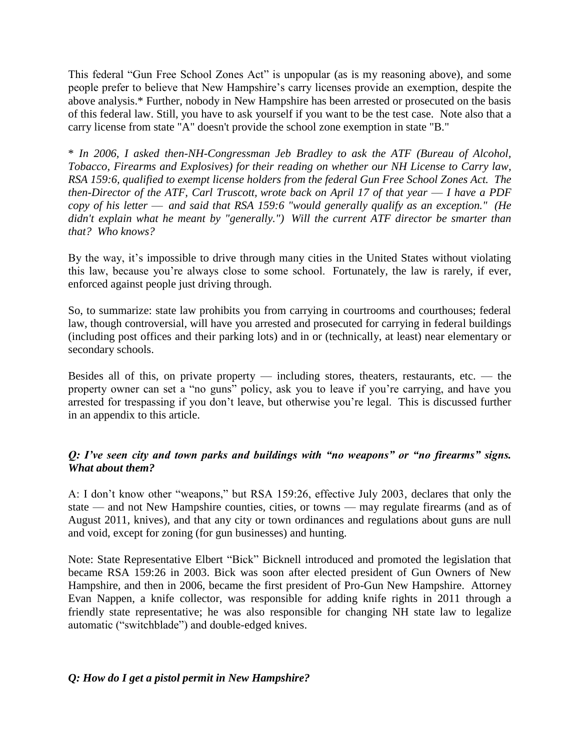This federal "Gun Free School Zones Act" is unpopular (as is my reasoning above), and some people prefer to believe that New Hampshire's carry licenses provide an exemption, despite the above analysis.* Further, nobody in New Hampshire has been arrested or prosecuted on the basis of this federal law. Still, you have to ask yourself if you want to be the test case. Note also that a carry license from state "A" doesn't provide the school zone exemption in state "B."

*\* In 2006, I asked then-NH-Congressman Jeb Bradley to ask the ATF (Bureau of Alcohol, Tobacco, Firearms and Explosives) for their reading on whether our NH License to Carry law, RSA 159:6, qualified to exempt license holders from the federal Gun Free School Zones Act. The then-Director of the ATF, Carl Truscott, wrote back on April 17 of that year — I have a PDF copy of his letter — and said that RSA 159:6 "would generally qualify as an exception." (He didn't explain what he meant by "generally.") Will the current ATF director be smarter than that? Who knows?*

By the way, it's impossible to drive through many cities in the United States without violating this law, because you're always close to some school. Fortunately, the law is rarely, if ever, enforced against people just driving through.

So, to summarize: state law prohibits you from carrying in courtrooms and courthouses; federal law, though controversial, will have you arrested and prosecuted for carrying in federal buildings (including post offices and their parking lots) and in or (technically, at least) near elementary or secondary schools.

Besides all of this, on private property — including stores, theaters, restaurants, etc. — the property owner can set a "no guns" policy, ask you to leave if you're carrying, and have you arrested for trespassing if you don't leave, but otherwise you're legal. This is discussed further in an appendix to this article.

***Q: I've seen city and town parks and buildings with "no weapons" or "no firearms" signs. What about them?***

A: I don't know other "weapons," but RSA 159:26, effective July 2003, declares that only the state — and not New Hampshire counties, cities, or towns — may regulate firearms (and as of August 2011, knives), and that any city or town ordinances and regulations about guns are null and void, except for zoning (for gun businesses) and hunting.

Note: State Representative Elbert "Bick" Bicknell introduced and promoted the legislation that became RSA 159:26 in 2003. Bick was soon after elected president of Gun Owners of New Hampshire, and then in 2006, became the first president of Pro-Gun New Hampshire. Attorney Evan Nappen, a knife collector, was responsible for adding knife rights in 2011 through a friendly state representative; he was also responsible for changing NH state law to legalize automatic ("switchblade") and double-edged knives.

***Q: How do I get a pistol permit in New Hampshire?***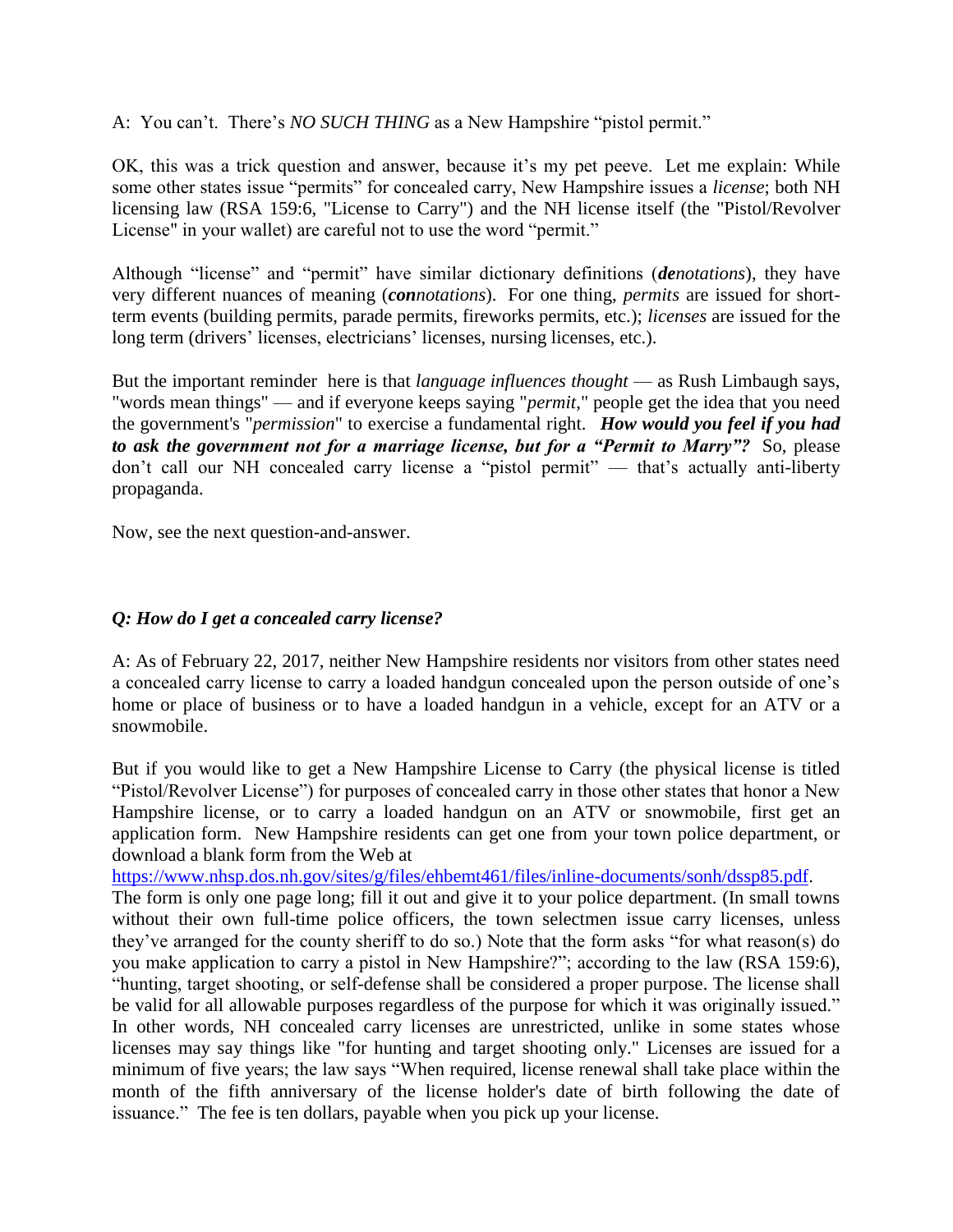A: You can't. There's *NO SUCH THING* as a New Hampshire "pistol permit."

OK, this was a trick question and answer, because it's my pet peeve. Let me explain: While some other states issue "permits" for concealed carry, New Hampshire issues a *license*; both NH licensing law (RSA 159:6, "License to Carry") and the NH license itself (the "Pistol/Revolver License" in your wallet) are careful not to use the word "permit."

Although "license" and "permit" have similar dictionary definitions (***de****notations*), they have very different nuances of meaning (***con****notations*). For one thing, *permits* are issued for short-term events (building permits, parade permits, fireworks permits, etc.); *licenses* are issued for the long term (drivers' licenses, electricians' licenses, nursing licenses, etc.).

But the important reminder here is that *language influences thought* — as Rush Limbaugh says, "words mean things" — and if everyone keeps saying "*permit*," people get the idea that you need the government's "*permission*" to exercise a fundamental right. ***How would you feel if you had to ask the government not for a marriage license, but for a "Permit to Marry"?*** So, please don't call our NH concealed carry license a "pistol permit" — that's actually anti-liberty propaganda.

Now, see the next question-and-answer.

***Q: How do I get a concealed carry license?***

A: As of February 22, 2017, neither New Hampshire residents nor visitors from other states need a concealed carry license to carry a loaded handgun concealed upon the person outside of one's home or place of business or to have a loaded handgun in a vehicle, except for an ATV or a snowmobile.

But if you would like to get a New Hampshire License to Carry (the physical license is titled "Pistol/Revolver License") for purposes of concealed carry in those other states that honor a New Hampshire license, or to carry a loaded handgun on an ATV or snowmobile, first get an application form. New Hampshire residents can get one from your town police department, or download a blank form from the Web at https://www.nhsp.dos.nh.gov/sites/g/files/ehbemt461/files/inline-documents/sonh/dssp85.pdf. The form is only one page long; fill it out and give it to your police department. (In small towns without their own full-time police officers, the town selectmen issue carry licenses, unless they've arranged for the county sheriff to do so.) Note that the form asks "for what reason(s) do you make application to carry a pistol in New Hampshire?"; according to the law (RSA 159:6), "hunting, target shooting, or self-defense shall be considered a proper purpose. The license shall be valid for all allowable purposes regardless of the purpose for which it was originally issued." In other words, NH concealed carry licenses are unrestricted, unlike in some states whose licenses may say things like "for hunting and target shooting only." Licenses are issued for a minimum of five years; the law says "When required, license renewal shall take place within the month of the fifth anniversary of the license holder's date of birth following the date of issuance." The fee is ten dollars, payable when you pick up your license.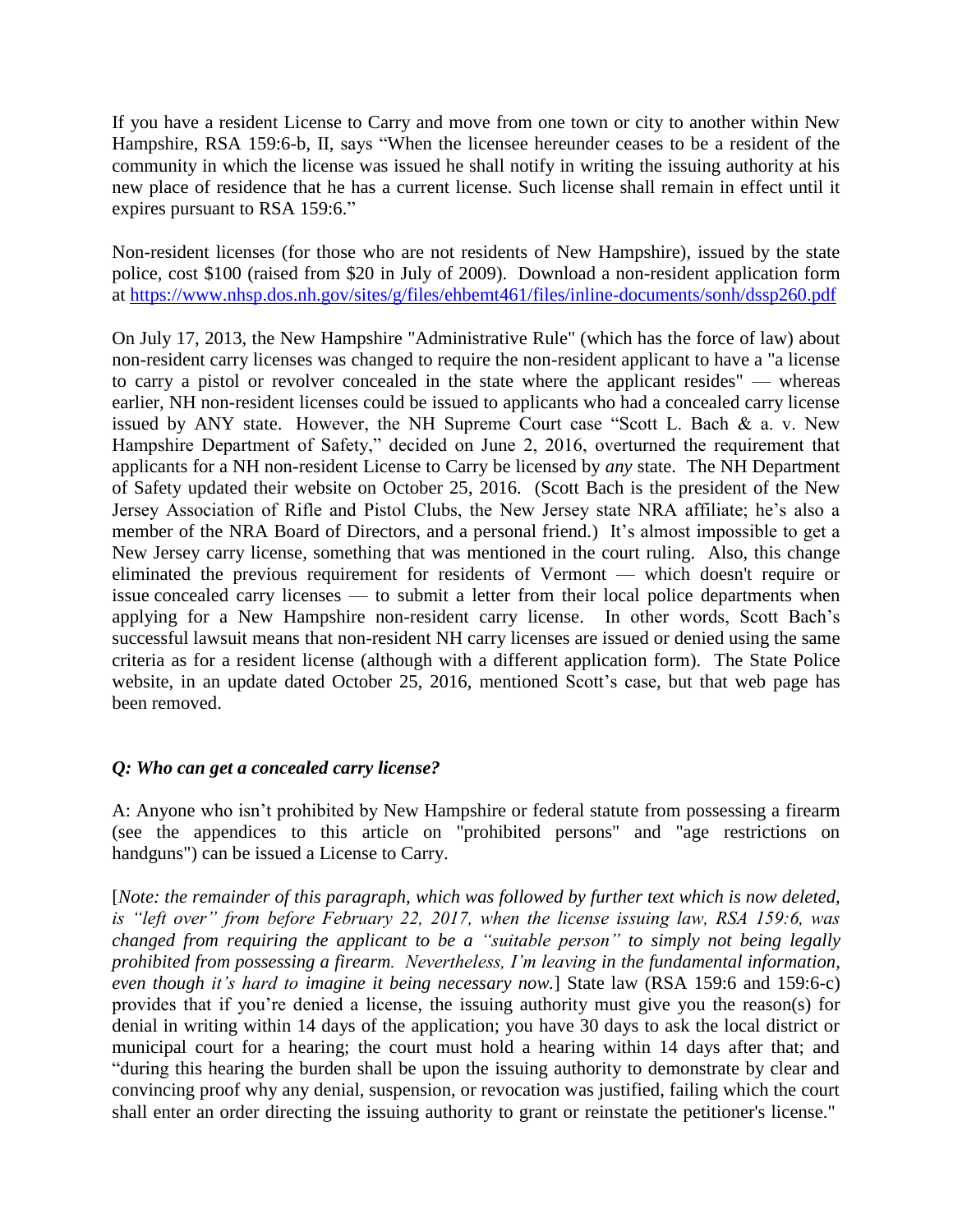If you have a resident License to Carry and move from one town or city to another within New Hampshire, RSA 159:6-b, II, says "When the licensee hereunder ceases to be a resident of the community in which the license was issued he shall notify in writing the issuing authority at his new place of residence that he has a current license. Such license shall remain in effect until it expires pursuant to RSA 159:6."

Non-resident licenses (for those who are not residents of New Hampshire), issued by the state police, cost $100 (raised from $20 in July of 2009). Download a non-resident application form at https://www.nhsp.dos.nh.gov/sites/g/files/ehbemt461/files/inline-documents/sonh/dssp260.pdf

On July 17, 2013, the New Hampshire "Administrative Rule" (which has the force of law) about non-resident carry licenses was changed to require the non-resident applicant to have a "a license to carry a pistol or revolver concealed in the state where the applicant resides" — whereas earlier, NH non-resident licenses could be issued to applicants who had a concealed carry license issued by ANY state. However, the NH Supreme Court case "Scott L. Bach & a. v. New Hampshire Department of Safety," decided on June 2, 2016, overturned the requirement that applicants for a NH non-resident License to Carry be licensed by *any* state. The NH Department of Safety updated their website on October 25, 2016. (Scott Bach is the president of the New Jersey Association of Rifle and Pistol Clubs, the New Jersey state NRA affiliate; he's also a member of the NRA Board of Directors, and a personal friend.) It's almost impossible to get a New Jersey carry license, something that was mentioned in the court ruling. Also, this change eliminated the previous requirement for residents of Vermont — which doesn't require or issue concealed carry licenses — to submit a letter from their local police departments when applying for a New Hampshire non-resident carry license. In other words, Scott Bach's successful lawsuit means that non-resident NH carry licenses are issued or denied using the same criteria as for a resident license (although with a different application form). The State Police website, in an update dated October 25, 2016, mentioned Scott's case, but that web page has been removed.

### *Q: Who can get a concealed carry license?*

A: Anyone who isn't prohibited by New Hampshire or federal statute from possessing a firearm (see the appendices to this article on "prohibited persons" and "age restrictions on handguns") can be issued a License to Carry.

[*Note: the remainder of this paragraph, which was followed by further text which is now deleted, is "left over" from before February 22, 2017, when the license issuing law, RSA 159:6, was changed from requiring the applicant to be a "suitable person" to simply not being legally prohibited from possessing a firearm. Nevertheless, I'm leaving in the fundamental information, even though it's hard to imagine it being necessary now.*] State law (RSA 159:6 and 159:6-c) provides that if you're denied a license, the issuing authority must give you the reason(s) for denial in writing within 14 days of the application; you have 30 days to ask the local district or municipal court for a hearing; the court must hold a hearing within 14 days after that; and "during this hearing the burden shall be upon the issuing authority to demonstrate by clear and convincing proof why any denial, suspension, or revocation was justified, failing which the court shall enter an order directing the issuing authority to grant or reinstate the petitioner's license."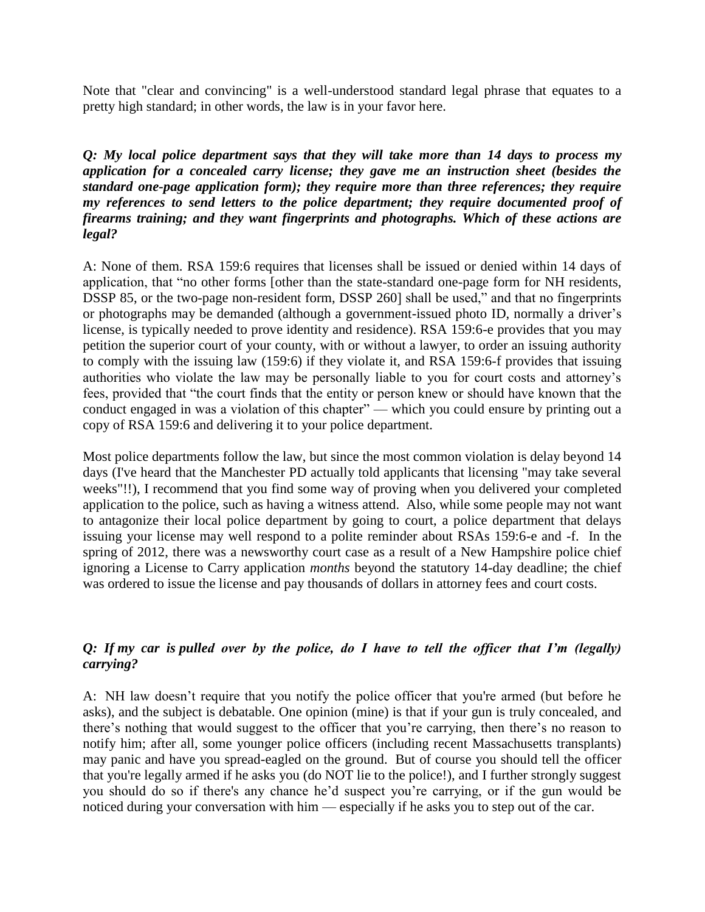Note that "clear and convincing" is a well-understood standard legal phrase that equates to a pretty high standard; in other words, the law is in your favor here.

***Q: My local police department says that they will take more than 14 days to process my application for a concealed carry license; they gave me an instruction sheet (besides the standard one-page application form); they require more than three references; they require my references to send letters to the police department; they require documented proof of firearms training; and they want fingerprints and photographs. Which of these actions are legal?***

A: None of them. RSA 159:6 requires that licenses shall be issued or denied within 14 days of application, that "no other forms [other than the state-standard one-page form for NH residents, DSSP 85, or the two-page non-resident form, DSSP 260] shall be used," and that no fingerprints or photographs may be demanded (although a government-issued photo ID, normally a driver's license, is typically needed to prove identity and residence). RSA 159:6-e provides that you may petition the superior court of your county, with or without a lawyer, to order an issuing authority to comply with the issuing law (159:6) if they violate it, and RSA 159:6-f provides that issuing authorities who violate the law may be personally liable to you for court costs and attorney's fees, provided that "the court finds that the entity or person knew or should have known that the conduct engaged in was a violation of this chapter" — which you could ensure by printing out a copy of RSA 159:6 and delivering it to your police department.

Most police departments follow the law, but since the most common violation is delay beyond 14 days (I've heard that the Manchester PD actually told applicants that licensing "may take several weeks"!!), I recommend that you find some way of proving when you delivered your completed application to the police, such as having a witness attend. Also, while some people may not want to antagonize their local police department by going to court, a police department that delays issuing your license may well respond to a polite reminder about RSAs 159:6-e and -f. In the spring of 2012, there was a newsworthy court case as a result of a New Hampshire police chief ignoring a License to Carry application *months* beyond the statutory 14-day deadline; the chief was ordered to issue the license and pay thousands of dollars in attorney fees and court costs.

***Q: If my car is pulled over by the police, do I have to tell the officer that I'm (legally) carrying?***

A: NH law doesn't require that you notify the police officer that you're armed (but before he asks), and the subject is debatable. One opinion (mine) is that if your gun is truly concealed, and there's nothing that would suggest to the officer that you're carrying, then there's no reason to notify him; after all, some younger police officers (including recent Massachusetts transplants) may panic and have you spread-eagled on the ground. But of course you should tell the officer that you're legally armed if he asks you (do NOT lie to the police!), and I further strongly suggest you should do so if there's any chance he'd suspect you're carrying, or if the gun would be noticed during your conversation with him — especially if he asks you to step out of the car.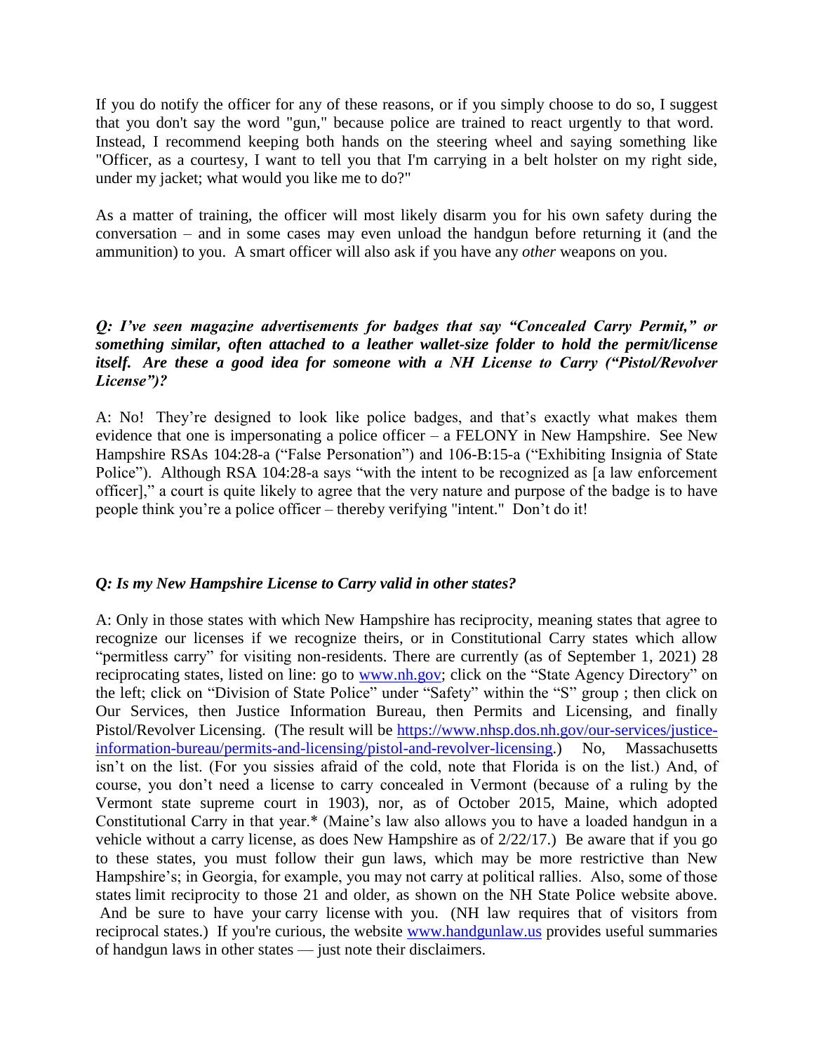If you do notify the officer for any of these reasons, or if you simply choose to do so, I suggest that you don't say the word "gun," because police are trained to react urgently to that word. Instead, I recommend keeping both hands on the steering wheel and saying something like "Officer, as a courtesy, I want to tell you that I'm carrying in a belt holster on my right side, under my jacket; what would you like me to do?"

As a matter of training, the officer will most likely disarm you for his own safety during the conversation – and in some cases may even unload the handgun before returning it (and the ammunition) to you. A smart officer will also ask if you have any *other* weapons on you.

***Q: I've seen magazine advertisements for badges that say "Concealed Carry Permit," or something similar, often attached to a leather wallet-size folder to hold the permit/license itself. Are these a good idea for someone with a NH License to Carry ("Pistol/Revolver License")?***

A: No! They're designed to look like police badges, and that's exactly what makes them evidence that one is impersonating a police officer – a FELONY in New Hampshire. See New Hampshire RSAs 104:28-a ("False Personation") and 106-B:15-a ("Exhibiting Insignia of State Police"). Although RSA 104:28-a says "with the intent to be recognized as [a law enforcement officer]," a court is quite likely to agree that the very nature and purpose of the badge is to have people think you're a police officer – thereby verifying "intent." Don't do it!

***Q: Is my New Hampshire License to Carry valid in other states?***

A: Only in those states with which New Hampshire has reciprocity, meaning states that agree to recognize our licenses if we recognize theirs, or in Constitutional Carry states which allow "permitless carry" for visiting non-residents. There are currently (as of September 1, 2021) 28 reciprocating states, listed on line: go to [www.nh.gov](www.nh.gov); click on the "State Agency Directory" on the left; click on "Division of State Police" under "Safety" within the "S" group ; then click on Our Services, then Justice Information Bureau, then Permits and Licensing, and finally Pistol/Revolver Licensing. (The result will be [https://www.nhsp.dos.nh.gov/our-services/justice-information-bureau/permits-and-licensing/pistol-and-revolver-licensing](https://www.nhsp.dos.nh.gov/our-services/justice-information-bureau/permits-and-licensing/pistol-and-revolver-licensing).) No, Massachusetts isn't on the list. (For you sissies afraid of the cold, note that Florida is on the list.) And, of course, you don't need a license to carry concealed in Vermont (because of a ruling by the Vermont state supreme court in 1903), nor, as of October 2015, Maine, which adopted Constitutional Carry in that year.* (Maine's law also allows you to have a loaded handgun in a vehicle without a carry license, as does New Hampshire as of 2/22/17.) Be aware that if you go to these states, you must follow their gun laws, which may be more restrictive than New Hampshire's; in Georgia, for example, you may not carry at political rallies. Also, some of those states limit reciprocity to those 21 and older, as shown on the NH State Police website above. And be sure to have your carry license with you. (NH law requires that of visitors from reciprocal states.) If you're curious, the website [www.handgunlaw.us](www.handgunlaw.us) provides useful summaries of handgun laws in other states — just note their disclaimers.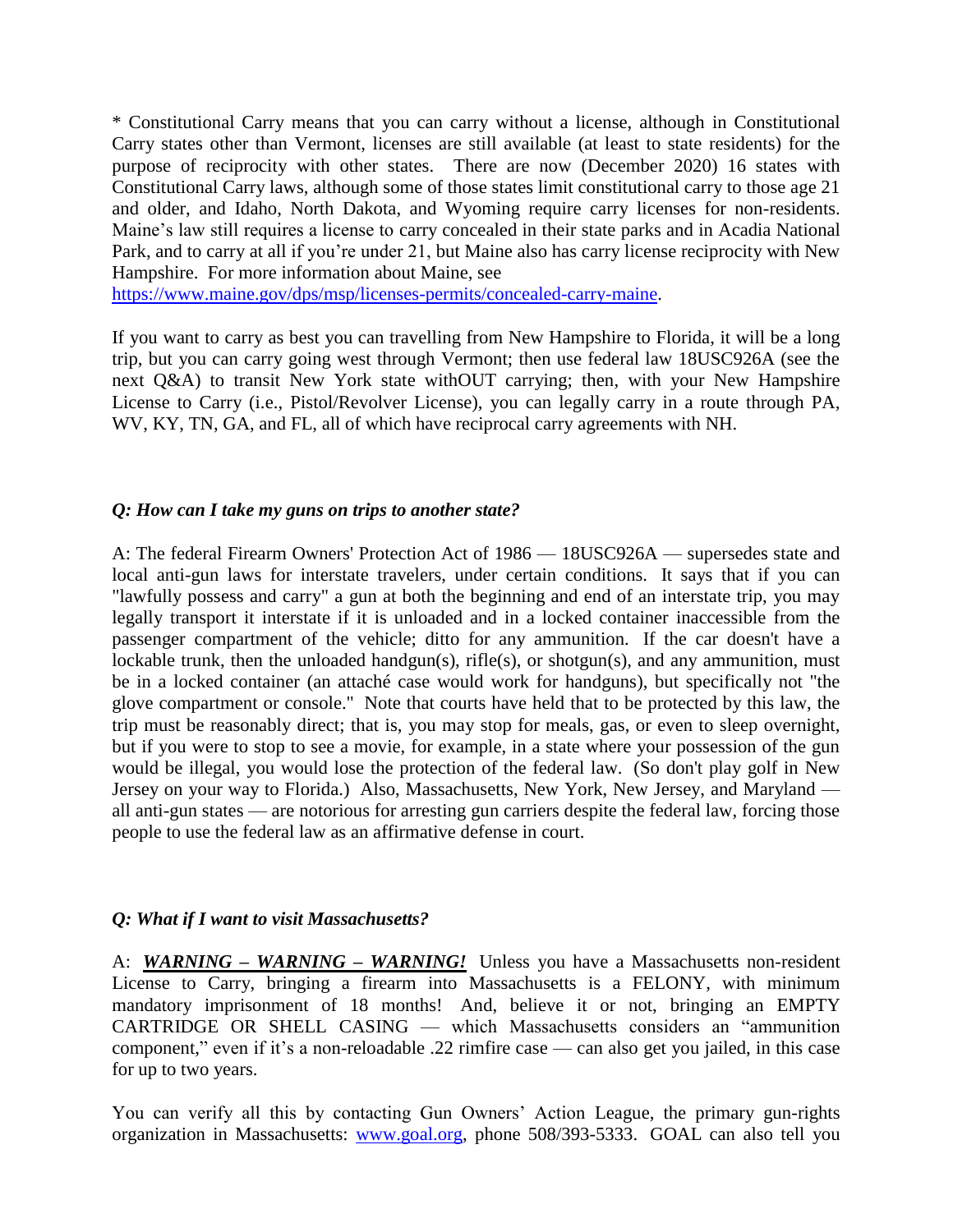* Constitutional Carry means that you can carry without a license, although in Constitutional Carry states other than Vermont, licenses are still available (at least to state residents) for the purpose of reciprocity with other states. There are now (December 2020) 16 states with Constitutional Carry laws, although some of those states limit constitutional carry to those age 21 and older, and Idaho, North Dakota, and Wyoming require carry licenses for non-residents. Maine's law still requires a license to carry concealed in their state parks and in Acadia National Park, and to carry at all if you're under 21, but Maine also has carry license reciprocity with New Hampshire. For more information about Maine, see https://www.maine.gov/dps/msp/licenses-permits/concealed-carry-maine.

If you want to carry as best you can travelling from New Hampshire to Florida, it will be a long trip, but you can carry going west through Vermont; then use federal law 18USC926A (see the next Q&A) to transit New York state withOUT carrying; then, with your New Hampshire License to Carry (i.e., Pistol/Revolver License), you can legally carry in a route through PA, WV, KY, TN, GA, and FL, all of which have reciprocal carry agreements with NH.

***Q: How can I take my guns on trips to another state?***

A: The federal Firearm Owners' Protection Act of 1986 — 18USC926A — supersedes state and local anti-gun laws for interstate travelers, under certain conditions. It says that if you can "lawfully possess and carry" a gun at both the beginning and end of an interstate trip, you may legally transport it interstate if it is unloaded and in a locked container inaccessible from the passenger compartment of the vehicle; ditto for any ammunition. If the car doesn't have a lockable trunk, then the unloaded handgun(s), rifle(s), or shotgun(s), and any ammunition, must be in a locked container (an attaché case would work for handguns), but specifically not "the glove compartment or console." Note that courts have held that to be protected by this law, the trip must be reasonably direct; that is, you may stop for meals, gas, or even to sleep overnight, but if you were to stop to see a movie, for example, in a state where your possession of the gun would be illegal, you would lose the protection of the federal law. (So don't play golf in New Jersey on your way to Florida.) Also, Massachusetts, New York, New Jersey, and Maryland — all anti-gun states — are notorious for arresting gun carriers despite the federal law, forcing those people to use the federal law as an affirmative defense in court.

***Q: What if I want to visit Massachusetts?***

A: ***<u>WARNING – WARNING – WARNING!</u>*** Unless you have a Massachusetts non-resident License to Carry, bringing a firearm into Massachusetts is a FELONY, with minimum mandatory imprisonment of 18 months! And, believe it or not, bringing an EMPTY CARTRIDGE OR SHELL CASING — which Massachusetts considers an "ammunition component," even if it's a non-reloadable .22 rimfire case — can also get you jailed, in this case for up to two years.

You can verify all this by contacting Gun Owners' Action League, the primary gun-rights organization in Massachusetts: www.goal.org, phone 508/393-5333. GOAL can also tell you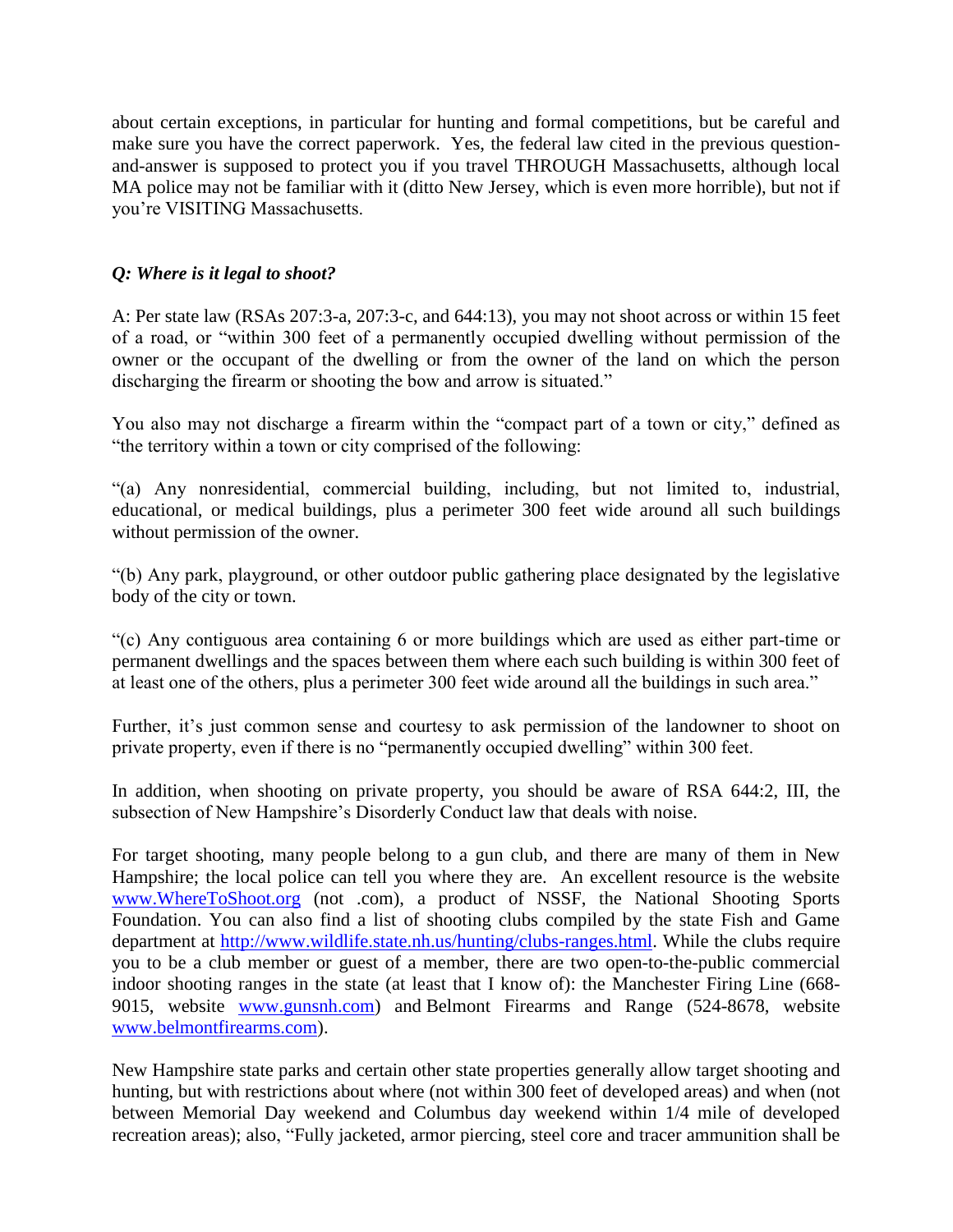about certain exceptions, in particular for hunting and formal competitions, but be careful and make sure you have the correct paperwork. Yes, the federal law cited in the previous question-and-answer is supposed to protect you if you travel THROUGH Massachusetts, although local MA police may not be familiar with it (ditto New Jersey, which is even more horrible), but not if you're VISITING Massachusetts.

***Q: Where is it legal to shoot?***

A: Per state law (RSAs 207:3-a, 207:3-c, and 644:13), you may not shoot across or within 15 feet of a road, or "within 300 feet of a permanently occupied dwelling without permission of the owner or the occupant of the dwelling or from the owner of the land on which the person discharging the firearm or shooting the bow and arrow is situated."

You also may not discharge a firearm within the "compact part of a town or city," defined as "the territory within a town or city comprised of the following:

"(a) Any nonresidential, commercial building, including, but not limited to, industrial, educational, or medical buildings, plus a perimeter 300 feet wide around all such buildings without permission of the owner.

"(b) Any park, playground, or other outdoor public gathering place designated by the legislative body of the city or town.

"(c) Any contiguous area containing 6 or more buildings which are used as either part-time or permanent dwellings and the spaces between them where each such building is within 300 feet of at least one of the others, plus a perimeter 300 feet wide around all the buildings in such area."

Further, it's just common sense and courtesy to ask permission of the landowner to shoot on private property, even if there is no "permanently occupied dwelling" within 300 feet.

In addition, when shooting on private property, you should be aware of RSA 644:2, III, the subsection of New Hampshire's Disorderly Conduct law that deals with noise.

For target shooting, many people belong to a gun club, and there are many of them in New Hampshire; the local police can tell you where they are. An excellent resource is the website [www.WhereToShoot.org](http://www.WhereToShoot.org) (not .com), a product of NSSF, the National Shooting Sports Foundation. You can also find a list of shooting clubs compiled by the state Fish and Game department at [http://www.wildlife.state.nh.us/hunting/clubs-ranges.html](http://www.wildlife.state.nh.us/hunting/clubs-ranges.html). While the clubs require you to be a club member or guest of a member, there are two open-to-the-public commercial indoor shooting ranges in the state (at least that I know of): the Manchester Firing Line (668-9015, website [www.gunsnh.com](http://www.gunsnh.com)) and Belmont Firearms and Range (524-8678, website [www.belmontfirearms.com](http://www.belmontfirearms.com)).

New Hampshire state parks and certain other state properties generally allow target shooting and hunting, but with restrictions about where (not within 300 feet of developed areas) and when (not between Memorial Day weekend and Columbus day weekend within 1/4 mile of developed recreation areas); also, "Fully jacketed, armor piercing, steel core and tracer ammunition shall be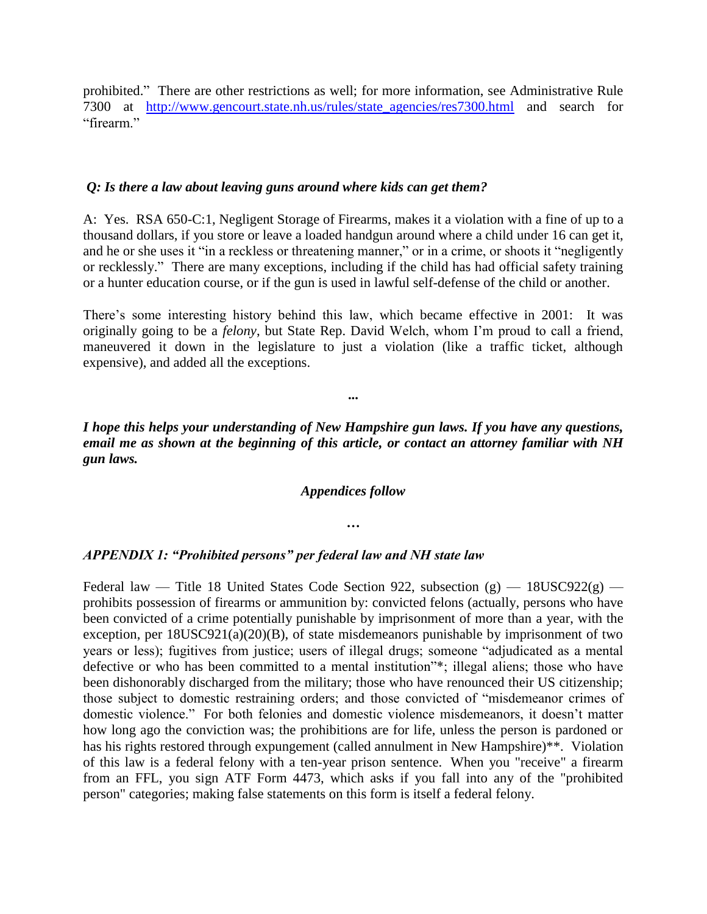prohibited." There are other restrictions as well; for more information, see Administrative Rule 7300 at [http://www.gencourt.state.nh.us/rules/state_agencies/res7300.html](http://www.gencourt.state.nh.us/rules/state_agencies/res7300.html) and search for "firearm."

***Q: Is there a law about leaving guns around where kids can get them?***

A: Yes. RSA 650-C:1, Negligent Storage of Firearms, makes it a violation with a fine of up to a thousand dollars, if you store or leave a loaded handgun around where a child under 16 can get it, and he or she uses it "in a reckless or threatening manner," or in a crime, or shoots it "negligently or recklessly." There are many exceptions, including if the child has had official safety training or a hunter education course, or if the gun is used in lawful self-defense of the child or another.

There's some interesting history behind this law, which became effective in 2001: It was originally going to be a *felony*, but State Rep. David Welch, whom I'm proud to call a friend, maneuvered it down in the legislature to just a violation (like a traffic ticket, although expensive), and added all the exceptions.

***...***

***I hope this helps your understanding of New Hampshire gun laws. If you have any questions, email me as shown at the beginning of this article, or contact an attorney familiar with NH gun laws.***

***Appendices follow***

***…***

***APPENDIX 1: "Prohibited persons" per federal law and NH state law***

Federal law — Title 18 United States Code Section 922, subsection (g) — 18USC922(g) — prohibits possession of firearms or ammunition by: convicted felons (actually, persons who have been convicted of a crime potentially punishable by imprisonment of more than a year, with the exception, per 18USC921(a)(20)(B), of state misdemeanors punishable by imprisonment of two years or less); fugitives from justice; users of illegal drugs; someone "adjudicated as a mental defective or who has been committed to a mental institution"*; illegal aliens; those who have been dishonorably discharged from the military; those who have renounced their US citizenship; those subject to domestic restraining orders; and those convicted of "misdemeanor crimes of domestic violence." For both felonies and domestic violence misdemeanors, it doesn't matter how long ago the conviction was; the prohibitions are for life, unless the person is pardoned or has his rights restored through expungement (called annulment in New Hampshire)**. Violation of this law is a federal felony with a ten-year prison sentence. When you "receive" a firearm from an FFL, you sign ATF Form 4473, which asks if you fall into any of the "prohibited person" categories; making false statements on this form is itself a federal felony.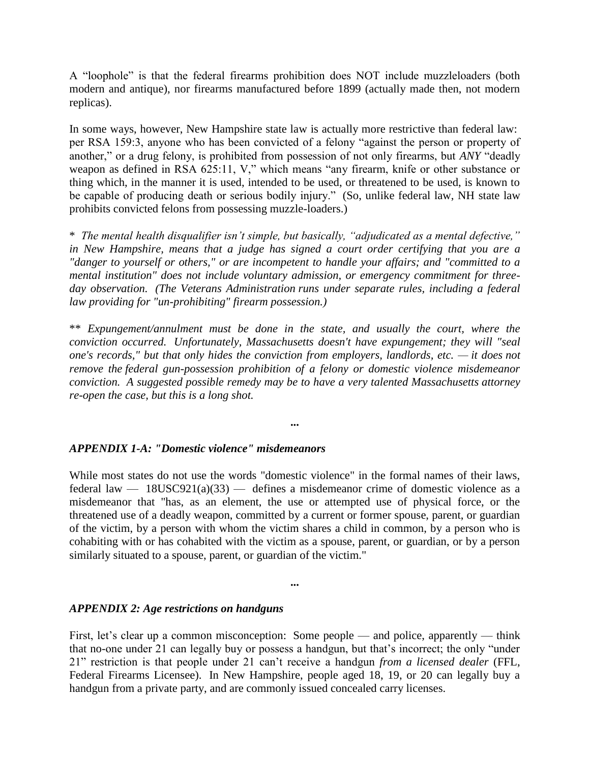A “loophole” is that the federal firearms prohibition does NOT include muzzleloaders (both modern and antique), nor firearms manufactured before 1899 (actually made then, not modern replicas).

In some ways, however, New Hampshire state law is actually more restrictive than federal law: per RSA 159:3, anyone who has been convicted of a felony “against the person or property of another,” or a drug felony, is prohibited from possession of not only firearms, but *ANY* “deadly weapon as defined in RSA 625:11, V,” which means “any firearm, knife or other substance or thing which, in the manner it is used, intended to be used, or threatened to be used, is known to be capable of producing death or serious bodily injury.” (So, unlike federal law, NH state law prohibits convicted felons from possessing muzzle-loaders.)

\* *The mental health disqualifier isn’t simple, but basically, “adjudicated as a mental defective,” in New Hampshire, means that a judge has signed a court order certifying that you are a "danger to yourself or others," or are incompetent to handle your affairs; and "committed to a mental institution" does not include voluntary admission, or emergency commitment for three-day observation. (The Veterans Administration runs under separate rules, including a federal law providing for "un-prohibiting" firearm possession.)*

\*\* *Expungement/annulment must be done in the state, and usually the court, where the conviction occurred. Unfortunately, Massachusetts doesn't have expungement; they will "seal one's records," but that only hides the conviction from employers, landlords, etc. — it does not remove the federal gun-possession prohibition of a felony or domestic violence misdemeanor conviction. A suggested possible remedy may be to have a very talented Massachusetts attorney re-open the case, but this is a long shot.*

**...**

### *APPENDIX 1-A: "Domestic violence" misdemeanors*

While most states do not use the words "domestic violence" in the formal names of their laws, federal law — 18USC921(a)(33) — defines a misdemeanor crime of domestic violence as a misdemeanor that "has, as an element, the use or attempted use of physical force, or the threatened use of a deadly weapon, committed by a current or former spouse, parent, or guardian of the victim, by a person with whom the victim shares a child in common, by a person who is cohabiting with or has cohabited with the victim as a spouse, parent, or guardian, or by a person similarly situated to a spouse, parent, or guardian of the victim."

**...**

### *APPENDIX 2: Age restrictions on handguns*

First, let’s clear up a common misconception: Some people — and police, apparently — think that no-one under 21 can legally buy or possess a handgun, but that’s incorrect; the only “under 21” restriction is that people under 21 can’t receive a handgun *from a licensed dealer* (FFL, Federal Firearms Licensee). In New Hampshire, people aged 18, 19, or 20 can legally buy a handgun from a private party, and are commonly issued concealed carry licenses.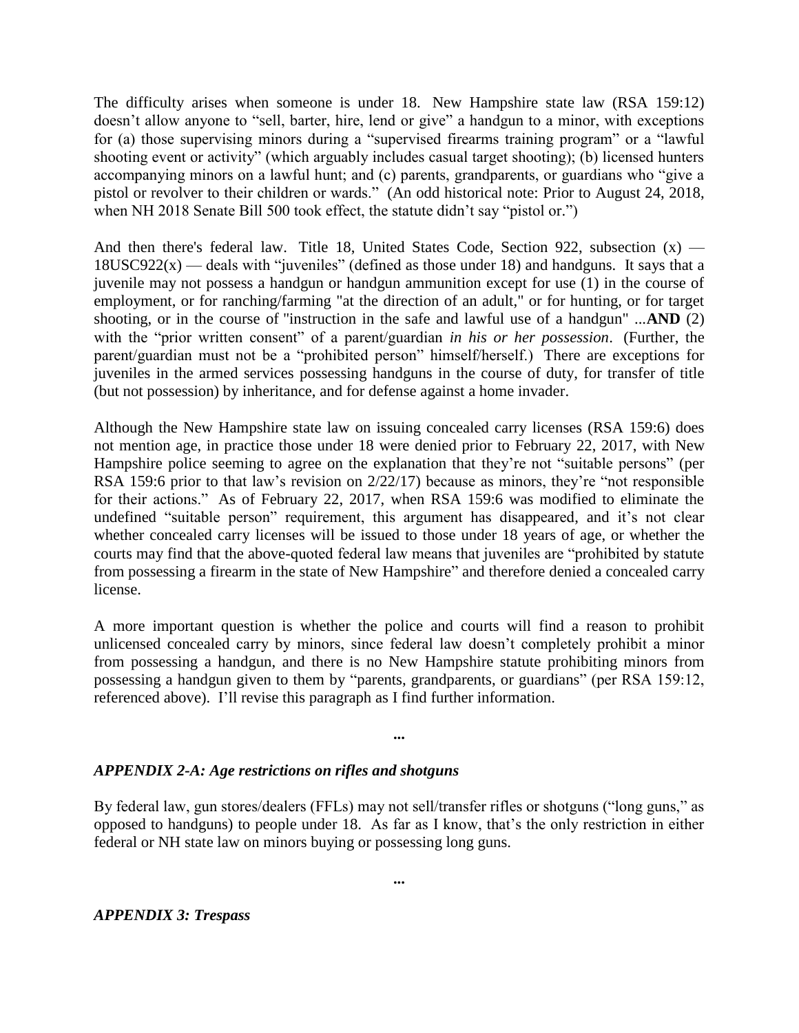The difficulty arises when someone is under 18. New Hampshire state law (RSA 159:12) doesn't allow anyone to "sell, barter, hire, lend or give" a handgun to a minor, with exceptions for (a) those supervising minors during a "supervised firearms training program" or a "lawful shooting event or activity" (which arguably includes casual target shooting); (b) licensed hunters accompanying minors on a lawful hunt; and (c) parents, grandparents, or guardians who "give a pistol or revolver to their children or wards." (An odd historical note: Prior to August 24, 2018, when NH 2018 Senate Bill 500 took effect, the statute didn't say "pistol or.")

And then there's federal law. Title 18, United States Code, Section 922, subsection (x) — 18USC922(x) — deals with "juveniles" (defined as those under 18) and handguns. It says that a juvenile may not possess a handgun or handgun ammunition except for use (1) in the course of employment, or for ranching/farming "at the direction of an adult," or for hunting, or for target shooting, or in the course of "instruction in the safe and lawful use of a handgun" ...**AND** (2) with the "prior written consent" of a parent/guardian *in his or her possession*. (Further, the parent/guardian must not be a "prohibited person" himself/herself.) There are exceptions for juveniles in the armed services possessing handguns in the course of duty, for transfer of title (but not possession) by inheritance, and for defense against a home invader.

Although the New Hampshire state law on issuing concealed carry licenses (RSA 159:6) does not mention age, in practice those under 18 were denied prior to February 22, 2017, with New Hampshire police seeming to agree on the explanation that they're not "suitable persons" (per RSA 159:6 prior to that law's revision on 2/22/17) because as minors, they're "not responsible for their actions." As of February 22, 2017, when RSA 159:6 was modified to eliminate the undefined "suitable person" requirement, this argument has disappeared, and it's not clear whether concealed carry licenses will be issued to those under 18 years of age, or whether the courts may find that the above-quoted federal law means that juveniles are "prohibited by statute from possessing a firearm in the state of New Hampshire" and therefore denied a concealed carry license.

A more important question is whether the police and courts will find a reason to prohibit unlicensed concealed carry by minors, since federal law doesn't completely prohibit a minor from possessing a handgun, and there is no New Hampshire statute prohibiting minors from possessing a handgun given to them by "parents, grandparents, or guardians" (per RSA 159:12, referenced above). I'll revise this paragraph as I find further information.

**...**

### *APPENDIX 2-A: Age restrictions on rifles and shotguns*

By federal law, gun stores/dealers (FFLs) may not sell/transfer rifles or shotguns ("long guns," as opposed to handguns) to people under 18. As far as I know, that's the only restriction in either federal or NH state law on minors buying or possessing long guns.

**...**

### *APPENDIX 3: Trespass*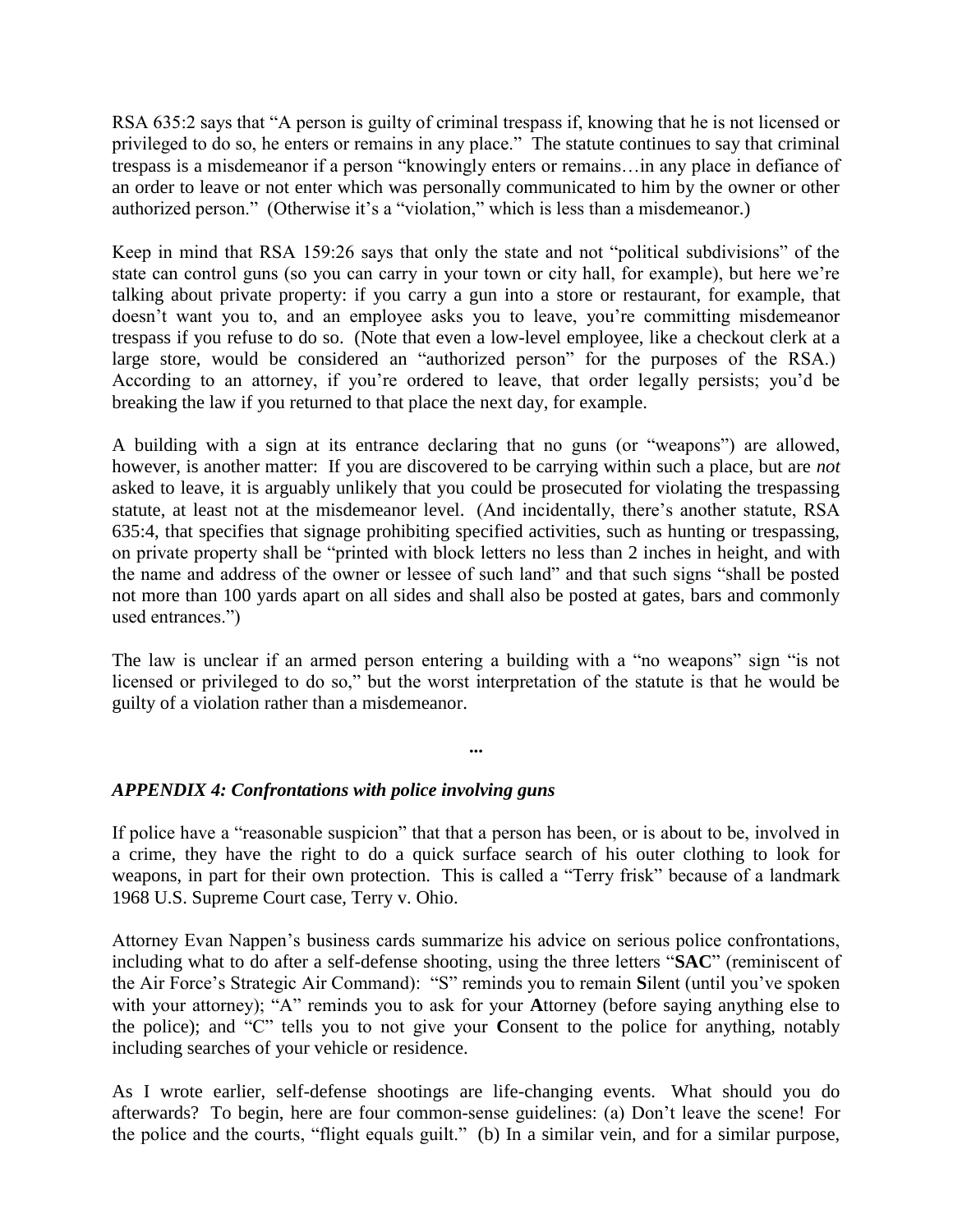RSA 635:2 says that "A person is guilty of criminal trespass if, knowing that he is not licensed or privileged to do so, he enters or remains in any place." The statute continues to say that criminal trespass is a misdemeanor if a person "knowingly enters or remains…in any place in defiance of an order to leave or not enter which was personally communicated to him by the owner or other authorized person." (Otherwise it's a "violation," which is less than a misdemeanor.)

Keep in mind that RSA 159:26 says that only the state and not "political subdivisions" of the state can control guns (so you can carry in your town or city hall, for example), but here we're talking about private property: if you carry a gun into a store or restaurant, for example, that doesn't want you to, and an employee asks you to leave, you're committing misdemeanor trespass if you refuse to do so. (Note that even a low-level employee, like a checkout clerk at a large store, would be considered an "authorized person" for the purposes of the RSA.) According to an attorney, if you're ordered to leave, that order legally persists; you'd be breaking the law if you returned to that place the next day, for example.

A building with a sign at its entrance declaring that no guns (or "weapons") are allowed, however, is another matter: If you are discovered to be carrying within such a place, but are *not* asked to leave, it is arguably unlikely that you could be prosecuted for violating the trespassing statute, at least not at the misdemeanor level. (And incidentally, there's another statute, RSA 635:4, that specifies that signage prohibiting specified activities, such as hunting or trespassing, on private property shall be "printed with block letters no less than 2 inches in height, and with the name and address of the owner or lessee of such land" and that such signs "shall be posted not more than 100 yards apart on all sides and shall also be posted at gates, bars and commonly used entrances.")

The law is unclear if an armed person entering a building with a "no weapons" sign "is not licensed or privileged to do so," but the worst interpretation of the statute is that he would be guilty of a violation rather than a misdemeanor.

...

### *APPENDIX 4: Confrontations with police involving guns*

If police have a "reasonable suspicion" that that a person has been, or is about to be, involved in a crime, they have the right to do a quick surface search of his outer clothing to look for weapons, in part for their own protection. This is called a "Terry frisk" because of a landmark 1968 U.S. Supreme Court case, Terry v. Ohio.

Attorney Evan Nappen's business cards summarize his advice on serious police confrontations, including what to do after a self-defense shooting, using the three letters "**SAC**" (reminiscent of the Air Force's Strategic Air Command): "S" reminds you to remain **S**ilent (until you've spoken with your attorney); "A" reminds you to ask for your **A**ttorney (before saying anything else to the police); and "C" tells you to not give your **C**onsent to the police for anything, notably including searches of your vehicle or residence.

As I wrote earlier, self-defense shootings are life-changing events. What should you do afterwards? To begin, here are four common-sense guidelines: (a) Don't leave the scene! For the police and the courts, "flight equals guilt." (b) In a similar vein, and for a similar purpose,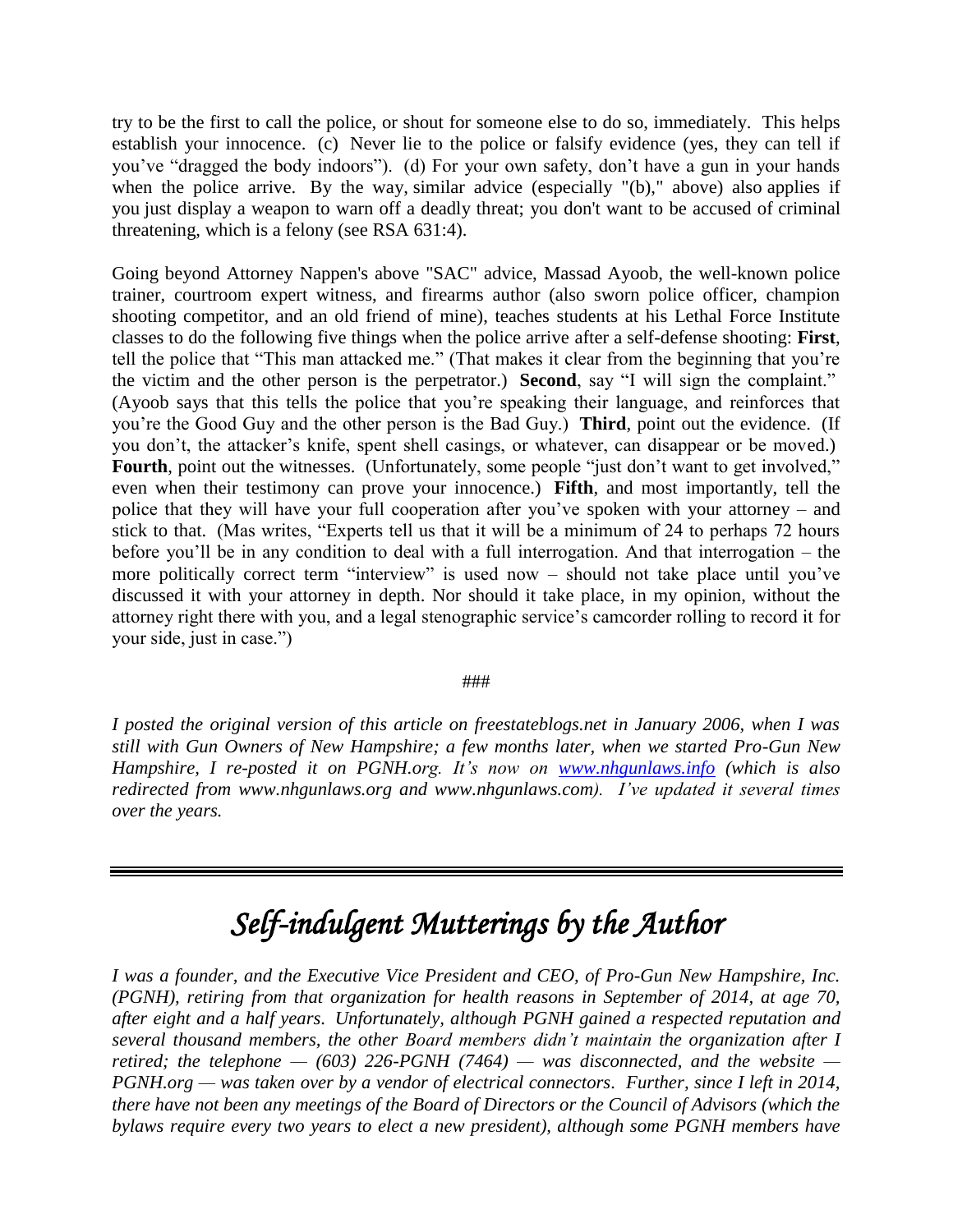try to be the first to call the police, or shout for someone else to do so, immediately. This helps establish your innocence. (c) Never lie to the police or falsify evidence (yes, they can tell if you've "dragged the body indoors"). (d) For your own safety, don't have a gun in your hands when the police arrive. By the way, similar advice (especially "(b)," above) also applies if you just display a weapon to warn off a deadly threat; you don't want to be accused of criminal threatening, which is a felony (see RSA 631:4).

Going beyond Attorney Nappen's above "SAC" advice, Massad Ayoob, the well-known police trainer, courtroom expert witness, and firearms author (also sworn police officer, champion shooting competitor, and an old friend of mine), teaches students at his Lethal Force Institute classes to do the following five things when the police arrive after a self-defense shooting: **First**, tell the police that "This man attacked me." (That makes it clear from the beginning that you're the victim and the other person is the perpetrator.) **Second**, say "I will sign the complaint." (Ayoob says that this tells the police that you're speaking their language, and reinforces that you're the Good Guy and the other person is the Bad Guy.) **Third**, point out the evidence. (If you don't, the attacker's knife, spent shell casings, or whatever, can disappear or be moved.) **Fourth**, point out the witnesses. (Unfortunately, some people "just don't want to get involved," even when their testimony can prove your innocence.) **Fifth**, and most importantly, tell the police that they will have your full cooperation after you've spoken with your attorney – and stick to that. (Mas writes, "Experts tell us that it will be a minimum of 24 to perhaps 72 hours before you'll be in any condition to deal with a full interrogation. And that interrogation – the more politically correct term "interview" is used now – should not take place until you've discussed it with your attorney in depth. Nor should it take place, in my opinion, without the attorney right there with you, and a legal stenographic service's camcorder rolling to record it for your side, just in case.")

###

*I posted the original version of this article on freestateblogs.net in January 2006, when I was still with Gun Owners of New Hampshire; a few months later, when we started Pro-Gun New Hampshire, I re-posted it on PGNH.org. It's now on [www.nhgunlaws.info](http://www.nhgunlaws.info) (which is also redirected from www.nhgunlaws.org and www.nhgunlaws.com). I've updated it several times over the years.*

---

# *Self-indulgent Mutterings by the Author*

*I was a founder, and the Executive Vice President and CEO, of Pro-Gun New Hampshire, Inc. (PGNH), retiring from that organization for health reasons in September of 2014, at age 70, after eight and a half years. Unfortunately, although PGNH gained a respected reputation and several thousand members, the other Board members didn't maintain the organization after I retired; the telephone — (603) 226-PGNH (7464) — was disconnected, and the website — PGNH.org — was taken over by a vendor of electrical connectors. Further, since I left in 2014, there have not been any meetings of the Board of Directors or the Council of Advisors (which the bylaws require every two years to elect a new president), although some PGNH members have*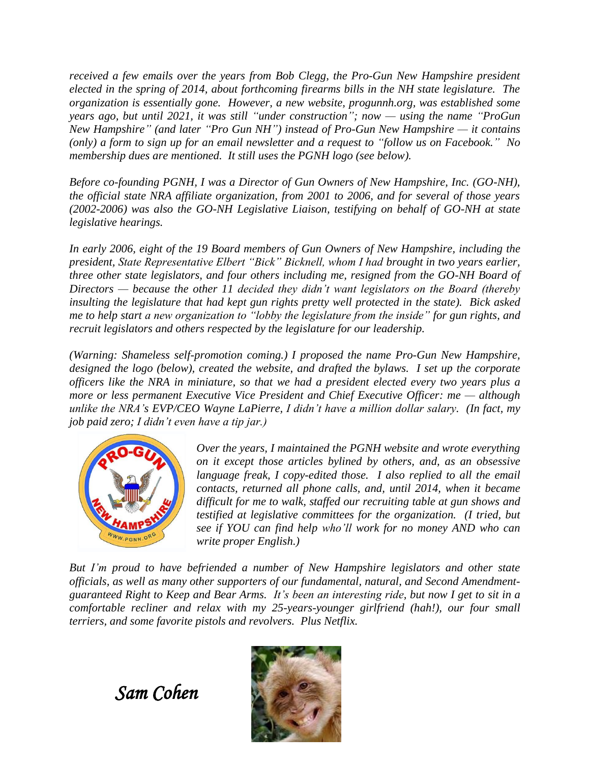*received a few emails over the years from Bob Clegg, the Pro-Gun New Hampshire president elected in the spring of 2014, about forthcoming firearms bills in the NH state legislature. The organization is essentially gone. However, a new website, progunnh.org, was established some years ago, but until 2021, it was still "under construction"; now — using the name "ProGun New Hampshire" (and later "Pro Gun NH") instead of Pro-Gun New Hampshire — it contains (only) a form to sign up for an email newsletter and a request to "follow us on Facebook." No membership dues are mentioned. It still uses the PGNH logo (see below).*

*Before co-founding PGNH, I was a Director of Gun Owners of New Hampshire, Inc. (GO-NH), the official state NRA affiliate organization, from 2001 to 2006, and for several of those years (2002-2006) was also the GO-NH Legislative Liaison, testifying on behalf of GO-NH at state legislative hearings.*

*In early 2006, eight of the 19 Board members of Gun Owners of New Hampshire, including the president, State Representative Elbert "Bick" Bicknell, whom I had brought in two years earlier, three other state legislators, and four others including me, resigned from the GO-NH Board of Directors — because the other 11 decided they didn't want legislators on the Board (thereby insulting the legislature that had kept gun rights pretty well protected in the state). Bick asked me to help start a new organization to "lobby the legislature from the inside" for gun rights, and recruit legislators and others respected by the legislature for our leadership.*

*(Warning: Shameless self-promotion coming.) I proposed the name Pro-Gun New Hampshire, designed the logo (below), created the website, and drafted the bylaws. I set up the corporate officers like the NRA in miniature, so that we had a president elected every two years plus a more or less permanent Executive Vice President and Chief Executive Officer: me — although unlike the NRA's EVP/CEO Wayne LaPierre, I didn't have a million dollar salary. (In fact, my job paid zero; I didn't even have a tip jar.)*

*Over the years, I maintained the PGNH website and wrote everything on it except those articles bylined by others, and, as an obsessive language freak, I copy-edited those. I also replied to all the email contacts, returned all phone calls, and, until 2014, when it became difficult for me to walk, staffed our recruiting table at gun shows and testified at legislative committees for the organization. (I tried, but see if YOU can find help who'll work for no money AND who can write proper English.)*

*But I'm proud to have befriended a number of New Hampshire legislators and other state officials, as well as many other supporters of our fundamental, natural, and Second Amendment-guaranteed Right to Keep and Bear Arms. It's been an interesting ride, but now I get to sit in a comfortable recliner and relax with my 25-years-younger girlfriend (hah!), our four small terriers, and some favorite pistols and revolvers. Plus Netflix.*

*Sam Cohen*